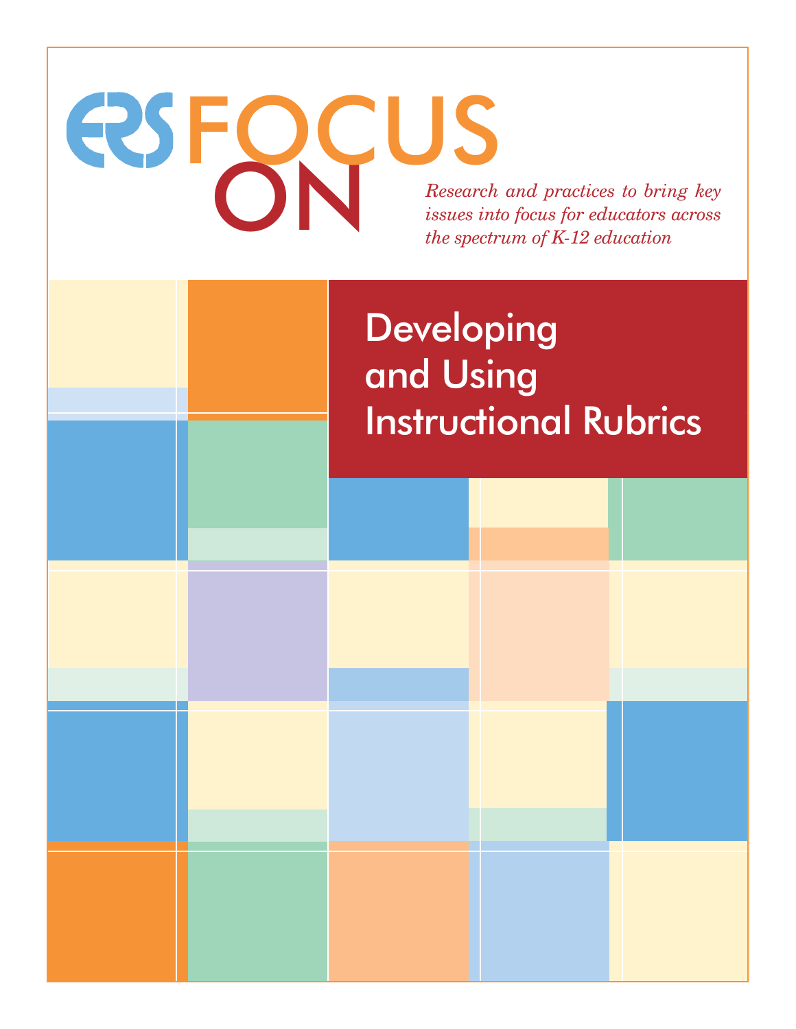ERS FOCUS ON

*Research and practices to bring key issues into focus for educators across the spectrum of K-12 education*

# Developing and Using Instructional Rubrics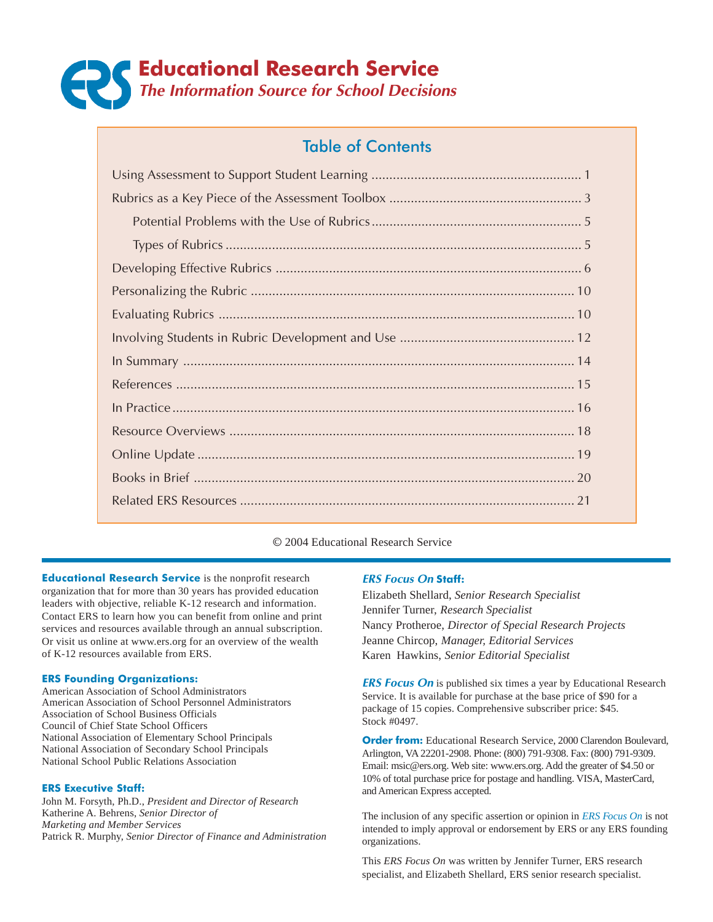# Educational Research Service

***The Information Source for School Decisions***

## Table of Contents

- Using Assessment to Support Student Learning .......... 1
- Rubrics as a Key Piece of the Assessment Toolbox .......... 3
  - Potential Problems with the Use of Rubrics .......... 5
  - Types of Rubrics .......... 5
- Developing Effective Rubrics .......... 6
- Personalizing the Rubric .......... 10
- Evaluating Rubrics .......... 10
- Involving Students in Rubric Development and Use .......... 12
- In Summary .......... 14
- References .......... 15
- In Practice .......... 16
- Resource Overviews .......... 18
- Online Update .......... 19
- Books in Brief .......... 20
- Related ERS Resources .......... 21

© 2004 Educational Research Service

**Educational Research Service** is the nonprofit research organization that for more than 30 years has provided education leaders with objective, reliable K-12 research and information. Contact ERS to learn how you can benefit from online and print services and resources available through an annual subscription. Or visit us online at www.ers.org for an overview of the wealth of K-12 resources available from ERS.

**ERS Founding Organizations:**

American Association of School Administrators
American Association of School Personnel Administrators
Association of School Business Officials
Council of Chief State School Officers
National Association of Elementary School Principals
National Association of Secondary School Principals
National School Public Relations Association

**ERS Executive Staff:**

John M. Forsyth, Ph.D., *President and Director of Research*
Katherine A. Behrens, *Senior Director of Marketing and Member Services*
Patrick R. Murphy, *Senior Director of Finance and Administration*

***ERS Focus On* Staff:**

Elizabeth Shellard, *Senior Research Specialist*
Jennifer Turner, *Research Specialist*
Nancy Protheroe, *Director of Special Research Projects*
Jeanne Chircop, *Manager, Editorial Services*
Karen Hawkins, *Senior Editorial Specialist*

***ERS Focus On*** is published six times a year by Educational Research Service. It is available for purchase at the base price of $90 for a package of 15 copies. Comprehensive subscriber price: $45. Stock #0497.

**Order from:** Educational Research Service, 2000 Clarendon Boulevard, Arlington, VA 22201-2908. Phone: (800) 791-9308. Fax: (800) 791-9309. Email: msic@ers.org. Web site: www.ers.org. Add the greater of $4.50 or 10% of total purchase price for postage and handling. VISA, MasterCard, and American Express accepted.

The inclusion of any specific assertion or opinion in *ERS Focus On* is not intended to imply approval or endorsement by ERS or any ERS founding organizations.

This *ERS Focus On* was written by Jennifer Turner, ERS research specialist, and Elizabeth Shellard, ERS senior research specialist.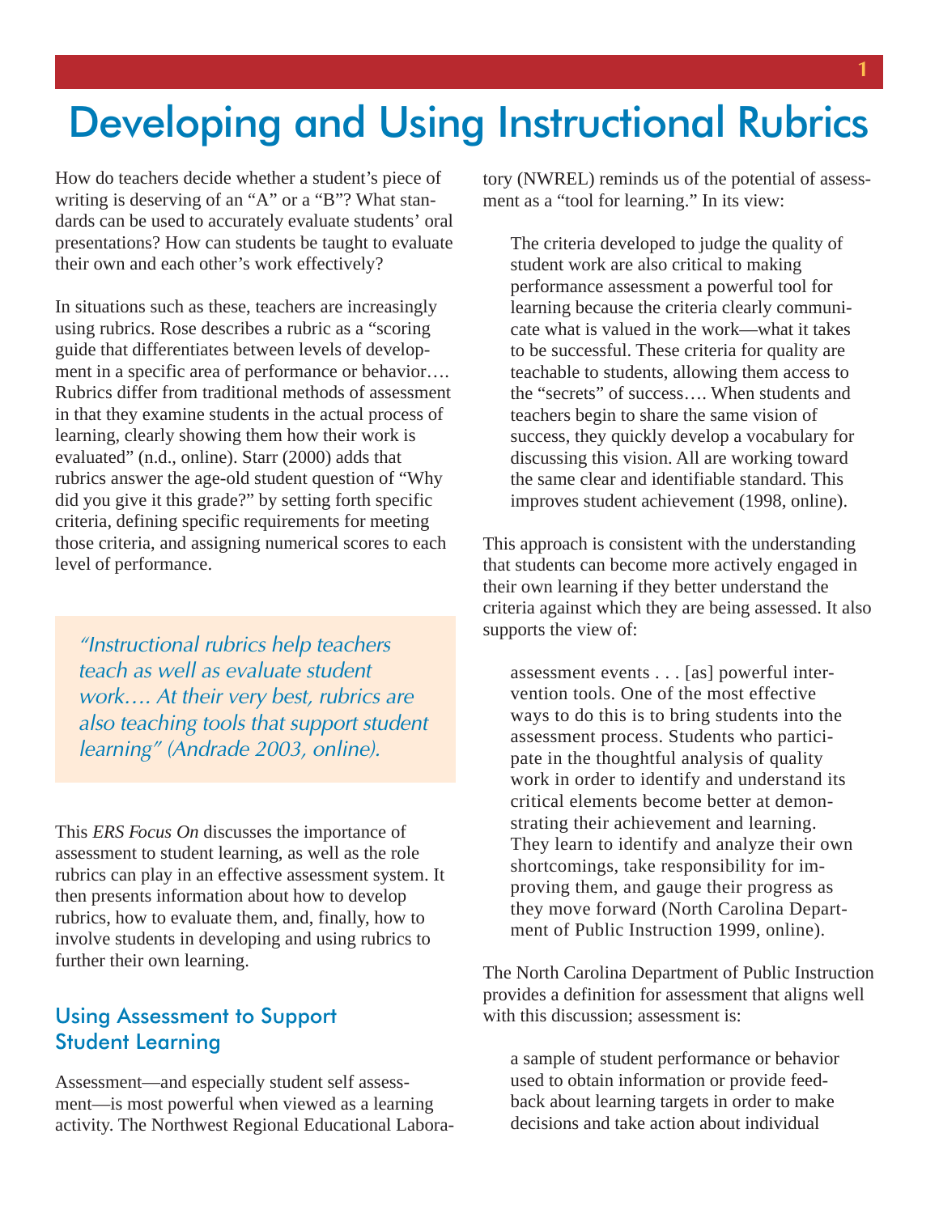# Developing and Using Instructional Rubrics

How do teachers decide whether a student's piece of writing is deserving of an "A" or a "B"? What standards can be used to accurately evaluate students' oral presentations? How can students be taught to evaluate their own and each other's work effectively?

In situations such as these, teachers are increasingly using rubrics. Rose describes a rubric as a "scoring guide that differentiates between levels of development in a specific area of performance or behavior…. Rubrics differ from traditional methods of assessment in that they examine students in the actual process of learning, clearly showing them how their work is evaluated" (n.d., online). Starr (2000) adds that rubrics answer the age-old student question of "Why did you give it this grade?" by setting forth specific criteria, defining specific requirements for meeting those criteria, and assigning numerical scores to each level of performance.

> *"Instructional rubrics help teachers teach as well as evaluate student work…. At their very best, rubrics are also teaching tools that support student learning" (Andrade 2003, online).*

This *ERS Focus On* discusses the importance of assessment to student learning, as well as the role rubrics can play in an effective assessment system. It then presents information about how to develop rubrics, how to evaluate them, and, finally, how to involve students in developing and using rubrics to further their own learning.

## Using Assessment to Support Student Learning

Assessment—and especially student self assessment—is most powerful when viewed as a learning activity. The Northwest Regional Educational Laboratory (NWREL) reminds us of the potential of assessment as a "tool for learning." In its view:

> The criteria developed to judge the quality of student work are also critical to making performance assessment a powerful tool for learning because the criteria clearly communicate what is valued in the work—what it takes to be successful. These criteria for quality are teachable to students, allowing them access to the "secrets" of success…. When students and teachers begin to share the same vision of success, they quickly develop a vocabulary for discussing this vision. All are working toward the same clear and identifiable standard. This improves student achievement (1998, online).

This approach is consistent with the understanding that students can become more actively engaged in their own learning if they better understand the criteria against which they are being assessed. It also supports the view of:

> assessment events . . . [as] powerful intervention tools. One of the most effective ways to do this is to bring students into the assessment process. Students who participate in the thoughtful analysis of quality work in order to identify and understand its critical elements become better at demonstrating their achievement and learning. They learn to identify and analyze their own shortcomings, take responsibility for improving them, and gauge their progress as they move forward (North Carolina Department of Public Instruction 1999, online).

The North Carolina Department of Public Instruction provides a definition for assessment that aligns well with this discussion; assessment is:

> a sample of student performance or behavior used to obtain information or provide feedback about learning targets in order to make decisions and take action about individual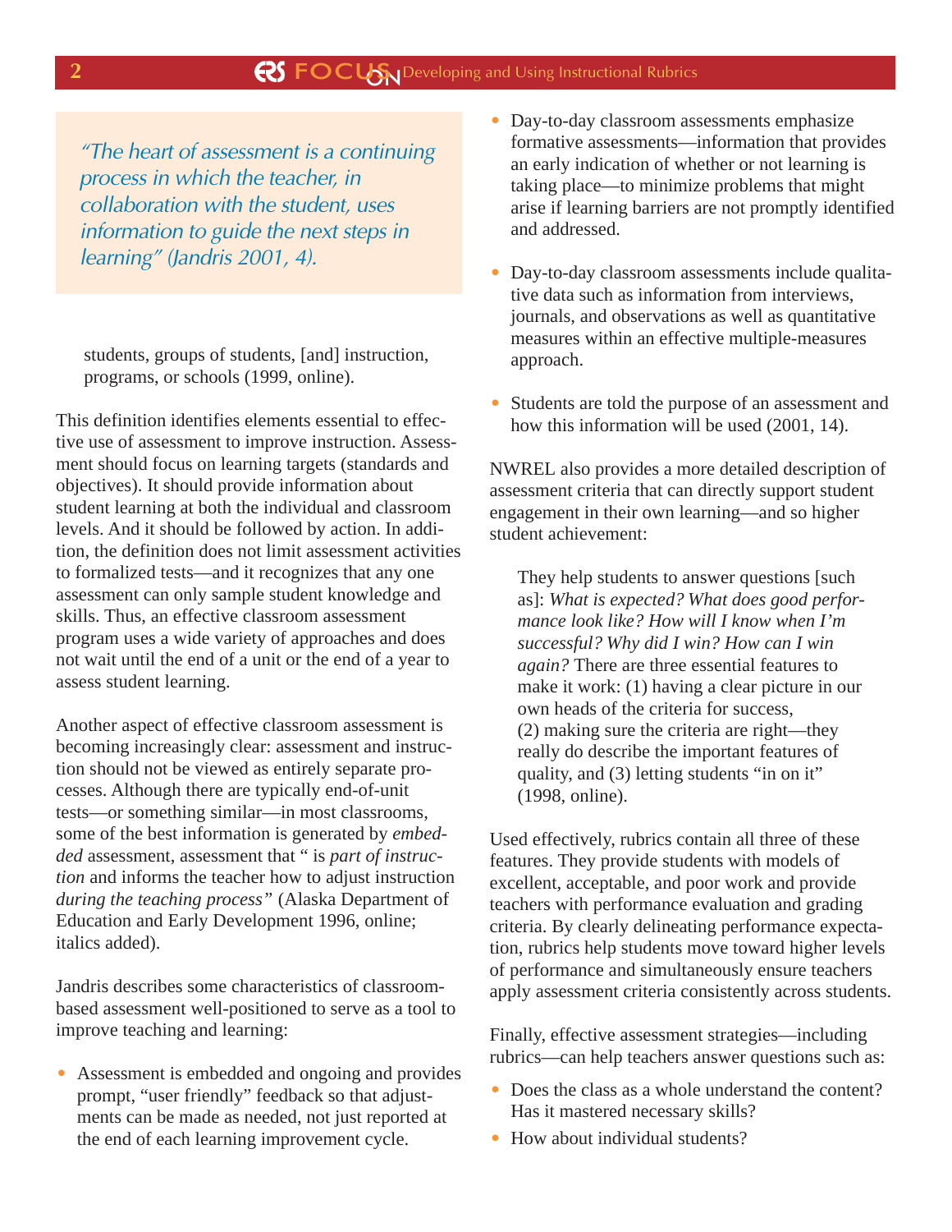> *"The heart of assessment is a continuing process in which the teacher, in collaboration with the student, uses information to guide the next steps in learning" (Jandris 2001, 4).*

> students, groups of students, [and] instruction, programs, or schools (1999, online).

This definition identifies elements essential to effective use of assessment to improve instruction. Assessment should focus on learning targets (standards and objectives). It should provide information about student learning at both the individual and classroom levels. And it should be followed by action. In addition, the definition does not limit assessment activities to formalized tests—and it recognizes that any one assessment can only sample student knowledge and skills. Thus, an effective classroom assessment program uses a wide variety of approaches and does not wait until the end of a unit or the end of a year to assess student learning.

Another aspect of effective classroom assessment is becoming increasingly clear: assessment and instruction should not be viewed as entirely separate processes. Although there are typically end-of-unit tests—or something similar—in most classrooms, some of the best information is generated by *embedded* assessment, assessment that " is *part of instruction* and informs the teacher how to adjust instruction *during the teaching process"* (Alaska Department of Education and Early Development 1996, online; italics added).

Jandris describes some characteristics of classroom-based assessment well-positioned to serve as a tool to improve teaching and learning:

- Assessment is embedded and ongoing and provides prompt, "user friendly" feedback so that adjustments can be made as needed, not just reported at the end of each learning improvement cycle.
- Day-to-day classroom assessments emphasize formative assessments—information that provides an early indication of whether or not learning is taking place—to minimize problems that might arise if learning barriers are not promptly identified and addressed.
- Day-to-day classroom assessments include qualitative data such as information from interviews, journals, and observations as well as quantitative measures within an effective multiple-measures approach.
- Students are told the purpose of an assessment and how this information will be used (2001, 14).

NWREL also provides a more detailed description of assessment criteria that can directly support student engagement in their own learning—and so higher student achievement:

> They help students to answer questions [such as]: *What is expected? What does good performance look like? How will I know when I'm successful? Why did I win? How can I win again?* There are three essential features to make it work: (1) having a clear picture in our own heads of the criteria for success, (2) making sure the criteria are right—they really do describe the important features of quality, and (3) letting students "in on it" (1998, online).

Used effectively, rubrics contain all three of these features. They provide students with models of excellent, acceptable, and poor work and provide teachers with performance evaluation and grading criteria. By clearly delineating performance expectation, rubrics help students move toward higher levels of performance and simultaneously ensure teachers apply assessment criteria consistently across students.

Finally, effective assessment strategies—including rubrics—can help teachers answer questions such as:

- Does the class as a whole understand the content? Has it mastered necessary skills?
- How about individual students?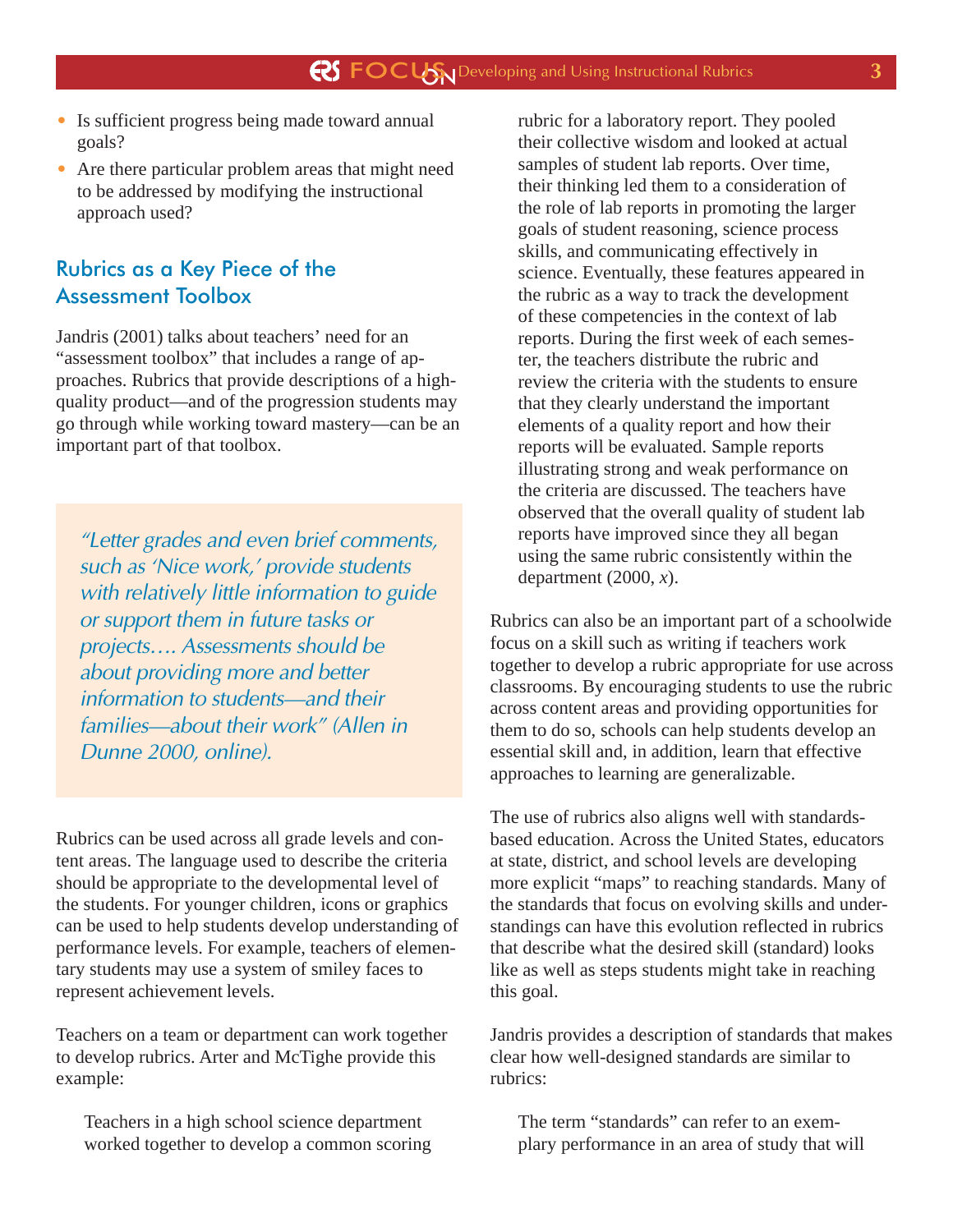- Is sufficient progress being made toward annual goals?
- Are there particular problem areas that might need to be addressed by modifying the instructional approach used?

## Rubrics as a Key Piece of the Assessment Toolbox

Jandris (2001) talks about teachers' need for an "assessment toolbox" that includes a range of approaches. Rubrics that provide descriptions of a high-quality product—and of the progression students may go through while working toward mastery—can be an important part of that toolbox.

> *"Letter grades and even brief comments, such as 'Nice work,' provide students with relatively little information to guide or support them in future tasks or projects…. Assessments should be about providing more and better information to students—and their families—about their work" (Allen in Dunne 2000, online).*

Rubrics can be used across all grade levels and content areas. The language used to describe the criteria should be appropriate to the developmental level of the students. For younger children, icons or graphics can be used to help students develop understanding of performance levels. For example, teachers of elementary students may use a system of smiley faces to represent achievement levels.

Teachers on a team or department can work together to develop rubrics. Arter and McTighe provide this example:

> Teachers in a high school science department worked together to develop a common scoring rubric for a laboratory report. They pooled their collective wisdom and looked at actual samples of student lab reports. Over time, their thinking led them to a consideration of the role of lab reports in promoting the larger goals of student reasoning, science process skills, and communicating effectively in science. Eventually, these features appeared in the rubric as a way to track the development of these competencies in the context of lab reports. During the first week of each semester, the teachers distribute the rubric and review the criteria with the students to ensure that they clearly understand the important elements of a quality report and how their reports will be evaluated. Sample reports illustrating strong and weak performance on the criteria are discussed. The teachers have observed that the overall quality of student lab reports have improved since they all began using the same rubric consistently within the department (2000, *x*).

Rubrics can also be an important part of a schoolwide focus on a skill such as writing if teachers work together to develop a rubric appropriate for use across classrooms. By encouraging students to use the rubric across content areas and providing opportunities for them to do so, schools can help students develop an essential skill and, in addition, learn that effective approaches to learning are generalizable.

The use of rubrics also aligns well with standards-based education. Across the United States, educators at state, district, and school levels are developing more explicit "maps" to reaching standards. Many of the standards that focus on evolving skills and understandings can have this evolution reflected in rubrics that describe what the desired skill (standard) looks like as well as steps students might take in reaching this goal.

Jandris provides a description of standards that makes clear how well-designed standards are similar to rubrics:

> The term "standards" can refer to an exemplary performance in an area of study that will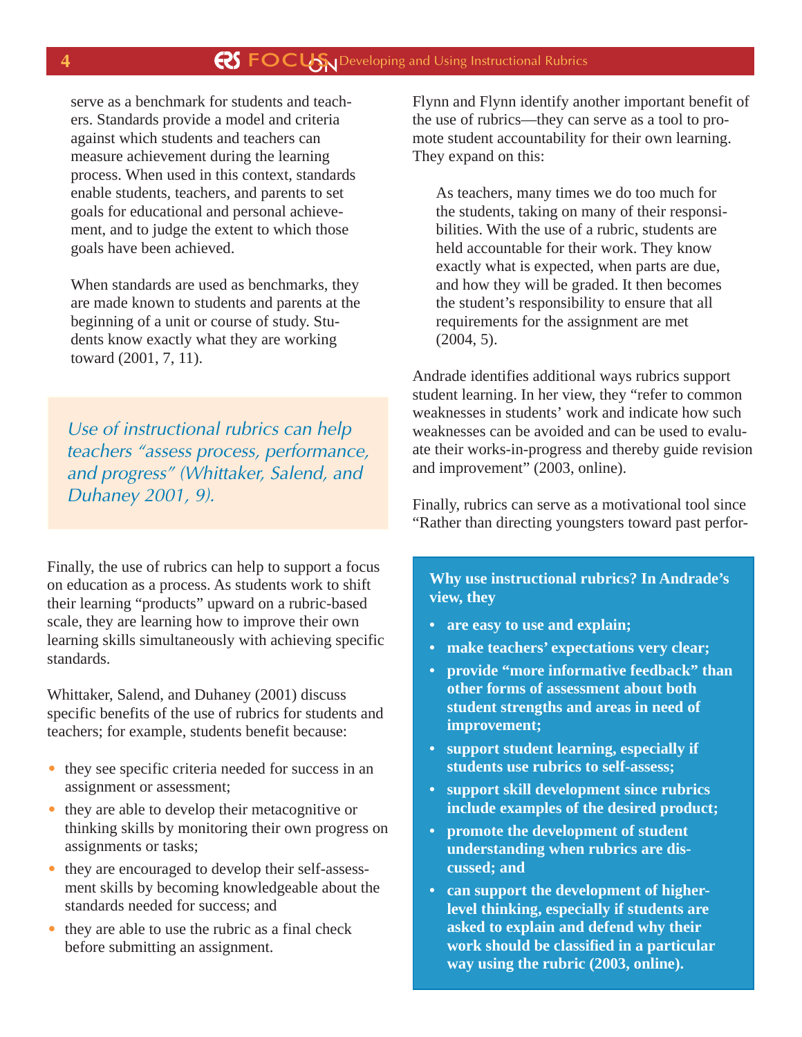serve as a benchmark for students and teachers. Standards provide a model and criteria against which students and teachers can measure achievement during the learning process. When used in this context, standards enable students, teachers, and parents to set goals for educational and personal achievement, and to judge the extent to which those goals have been achieved.

When standards are used as benchmarks, they are made known to students and parents at the beginning of a unit or course of study. Students know exactly what they are working toward (2001, 7, 11).

> *Use of instructional rubrics can help teachers "assess process, performance, and progress" (Whittaker, Salend, and Duhaney 2001, 9).*

Finally, the use of rubrics can help to support a focus on education as a process. As students work to shift their learning "products" upward on a rubric-based scale, they are learning how to improve their own learning skills simultaneously with achieving specific standards.

Whittaker, Salend, and Duhaney (2001) discuss specific benefits of the use of rubrics for students and teachers; for example, students benefit because:

- they see specific criteria needed for success in an assignment or assessment;
- they are able to develop their metacognitive or thinking skills by monitoring their own progress on assignments or tasks;
- they are encouraged to develop their self-assessment skills by becoming knowledgeable about the standards needed for success; and
- they are able to use the rubric as a final check before submitting an assignment.

Flynn and Flynn identify another important benefit of the use of rubrics—they can serve as a tool to promote student accountability for their own learning. They expand on this:

> As teachers, many times we do too much for the students, taking on many of their responsibilities. With the use of a rubric, students are held accountable for their work. They know exactly what is expected, when parts are due, and how they will be graded. It then becomes the student's responsibility to ensure that all requirements for the assignment are met (2004, 5).

Andrade identifies additional ways rubrics support student learning. In her view, they "refer to common weaknesses in students' work and indicate how such weaknesses can be avoided and can be used to evaluate their works-in-progress and thereby guide revision and improvement" (2003, online).

Finally, rubrics can serve as a motivational tool since "Rather than directing youngsters toward past perfor-

**Why use instructional rubrics? In Andrade's view, they**

- **are easy to use and explain;**
- **make teachers' expectations very clear;**
- **provide "more informative feedback" than other forms of assessment about both student strengths and areas in need of improvement;**
- **support student learning, especially if students use rubrics to self-assess;**
- **support skill development since rubrics include examples of the desired product;**
- **promote the development of student understanding when rubrics are discussed; and**
- **can support the development of higher-level thinking, especially if students are asked to explain and defend why their work should be classified in a particular way using the rubric (2003, online).**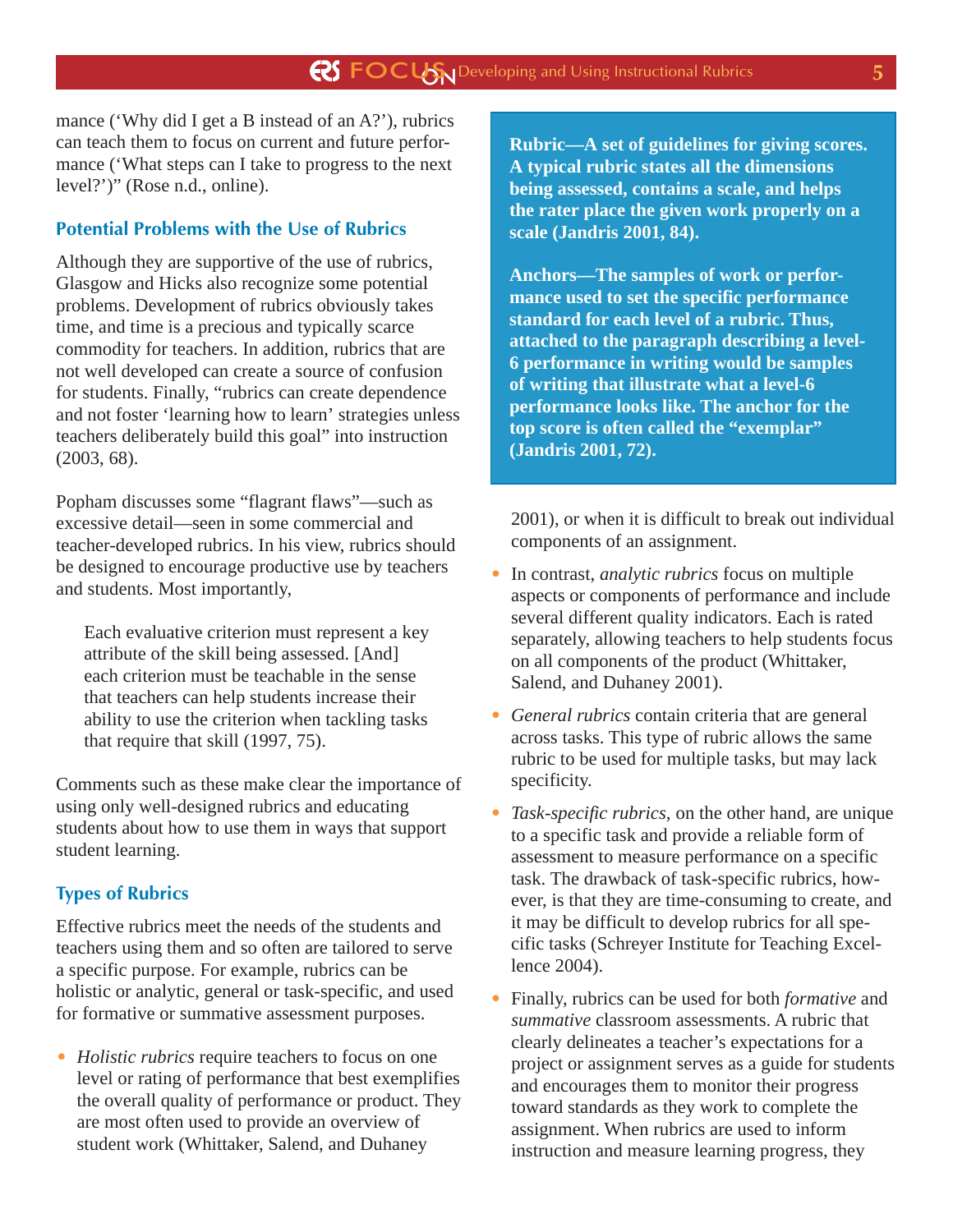mance ('Why did I get a B instead of an A?'), rubrics can teach them to focus on current and future performance ('What steps can I take to progress to the next level?')" (Rose n.d., online).

### Potential Problems with the Use of Rubrics

Although they are supportive of the use of rubrics, Glasgow and Hicks also recognize some potential problems. Development of rubrics obviously takes time, and time is a precious and typically scarce commodity for teachers. In addition, rubrics that are not well developed can create a source of confusion for students. Finally, "rubrics can create dependence and not foster 'learning how to learn' strategies unless teachers deliberately build this goal" into instruction (2003, 68).

Popham discusses some "flagrant flaws"—such as excessive detail—seen in some commercial and teacher-developed rubrics. In his view, rubrics should be designed to encourage productive use by teachers and students. Most importantly,

> Each evaluative criterion must represent a key attribute of the skill being assessed. [And] each criterion must be teachable in the sense that teachers can help students increase their ability to use the criterion when tackling tasks that require that skill (1997, 75).

Comments such as these make clear the importance of using only well-designed rubrics and educating students about how to use them in ways that support student learning.

### Types of Rubrics

Effective rubrics meet the needs of the students and teachers using them and so often are tailored to serve a specific purpose. For example, rubrics can be holistic or analytic, general or task-specific, and used for formative or summative assessment purposes.

- *Holistic rubrics* require teachers to focus on one level or rating of performance that best exemplifies the overall quality of performance or product. They are most often used to provide an overview of student work (Whittaker, Salend, and Duhaney 2001), or when it is difficult to break out individual components of an assignment.

- In contrast, *analytic rubrics* focus on multiple aspects or components of performance and include several different quality indicators. Each is rated separately, allowing teachers to help students focus on all components of the product (Whittaker, Salend, and Duhaney 2001).

- *General rubrics* contain criteria that are general across tasks. This type of rubric allows the same rubric to be used for multiple tasks, but may lack specificity.

- *Task-specific rubrics,* on the other hand, are unique to a specific task and provide a reliable form of assessment to measure performance on a specific task. The drawback of task-specific rubrics, however, is that they are time-consuming to create, and it may be difficult to develop rubrics for all specific tasks (Schreyer Institute for Teaching Excellence 2004).

- Finally, rubrics can be used for both *formative* and *summative* classroom assessments. A rubric that clearly delineates a teacher's expectations for a project or assignment serves as a guide for students and encourages them to monitor their progress toward standards as they work to complete the assignment. When rubrics are used to inform instruction and measure learning progress, they

**Rubric—A set of guidelines for giving scores. A typical rubric states all the dimensions being assessed, contains a scale, and helps the rater place the given work properly on a scale (Jandris 2001, 84).**

**Anchors—The samples of work or performance used to set the specific performance standard for each level of a rubric. Thus, attached to the paragraph describing a level-6 performance in writing would be samples of writing that illustrate what a level-6 performance looks like. The anchor for the top score is often called the "exemplar" (Jandris 2001, 72).**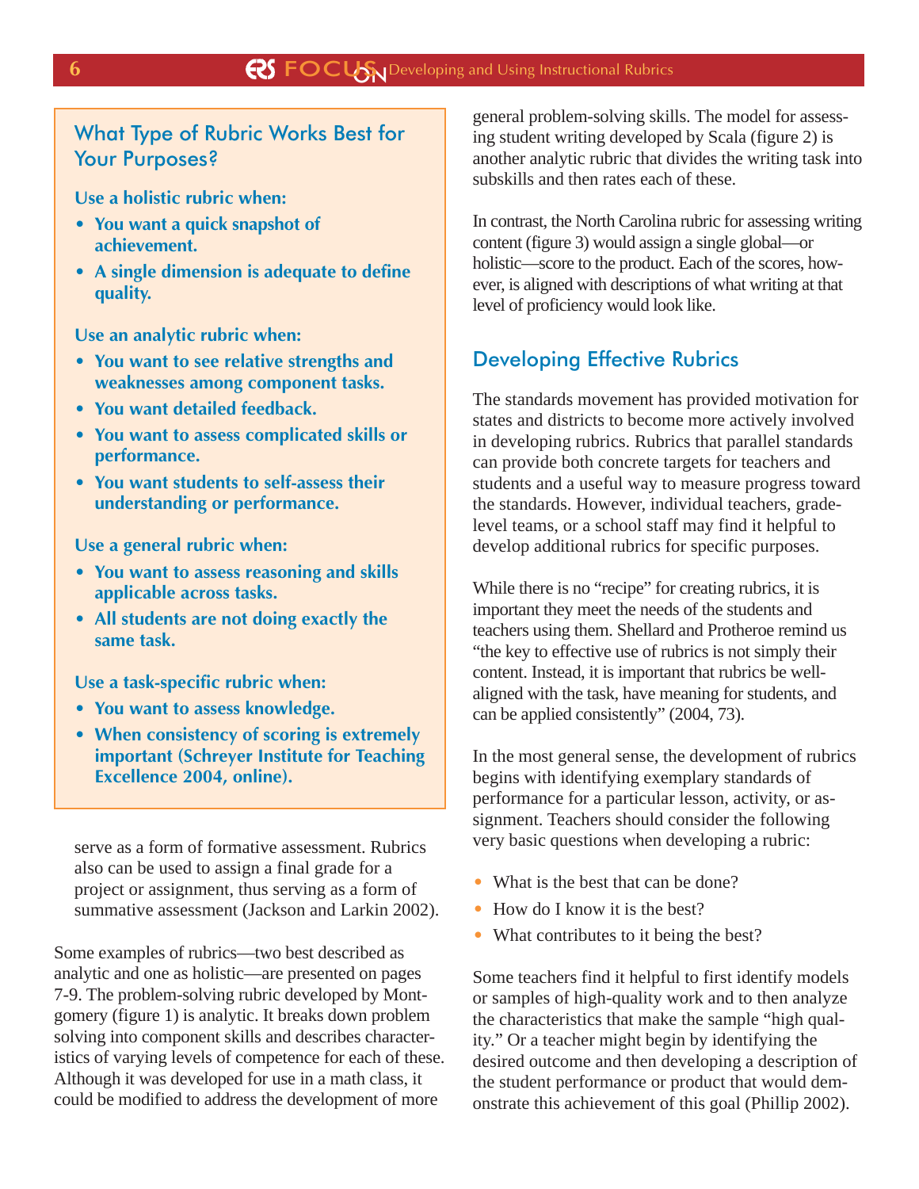### What Type of Rubric Works Best for Your Purposes?

**Use a holistic rubric when:**

- **You want a quick snapshot of achievement.**
- **A single dimension is adequate to define quality.**

**Use an analytic rubric when:**

- **You want to see relative strengths and weaknesses among component tasks.**
- **You want detailed feedback.**
- **You want to assess complicated skills or performance.**
- **You want students to self-assess their understanding or performance.**

**Use a general rubric when:**

- **You want to assess reasoning and skills applicable across tasks.**
- **All students are not doing exactly the same task.**

**Use a task-specific rubric when:**

- **You want to assess knowledge.**
- **When consistency of scoring is extremely important (Schreyer Institute for Teaching Excellence 2004, online).**

serve as a form of formative assessment. Rubrics also can be used to assign a final grade for a project or assignment, thus serving as a form of summative assessment (Jackson and Larkin 2002).

Some examples of rubrics—two best described as analytic and one as holistic—are presented on pages 7-9. The problem-solving rubric developed by Montgomery (figure 1) is analytic. It breaks down problem solving into component skills and describes characteristics of varying levels of competence for each of these. Although it was developed for use in a math class, it could be modified to address the development of more general problem-solving skills. The model for assessing student writing developed by Scala (figure 2) is another analytic rubric that divides the writing task into subskills and then rates each of these.

In contrast, the North Carolina rubric for assessing writing content (figure 3) would assign a single global—or holistic—score to the product. Each of the scores, however, is aligned with descriptions of what writing at that level of proficiency would look like.

## Developing Effective Rubrics

The standards movement has provided motivation for states and districts to become more actively involved in developing rubrics. Rubrics that parallel standards can provide both concrete targets for teachers and students and a useful way to measure progress toward the standards. However, individual teachers, grade-level teams, or a school staff may find it helpful to develop additional rubrics for specific purposes.

While there is no "recipe" for creating rubrics, it is important they meet the needs of the students and teachers using them. Shellard and Protheroe remind us "the key to effective use of rubrics is not simply their content. Instead, it is important that rubrics be well-aligned with the task, have meaning for students, and can be applied consistently" (2004, 73).

In the most general sense, the development of rubrics begins with identifying exemplary standards of performance for a particular lesson, activity, or assignment. Teachers should consider the following very basic questions when developing a rubric:

- What is the best that can be done?
- How do I know it is the best?
- What contributes to it being the best?

Some teachers find it helpful to first identify models or samples of high-quality work and to then analyze the characteristics that make the sample "high quality." Or a teacher might begin by identifying the desired outcome and then developing a description of the student performance or product that would demonstrate this achievement of this goal (Phillip 2002).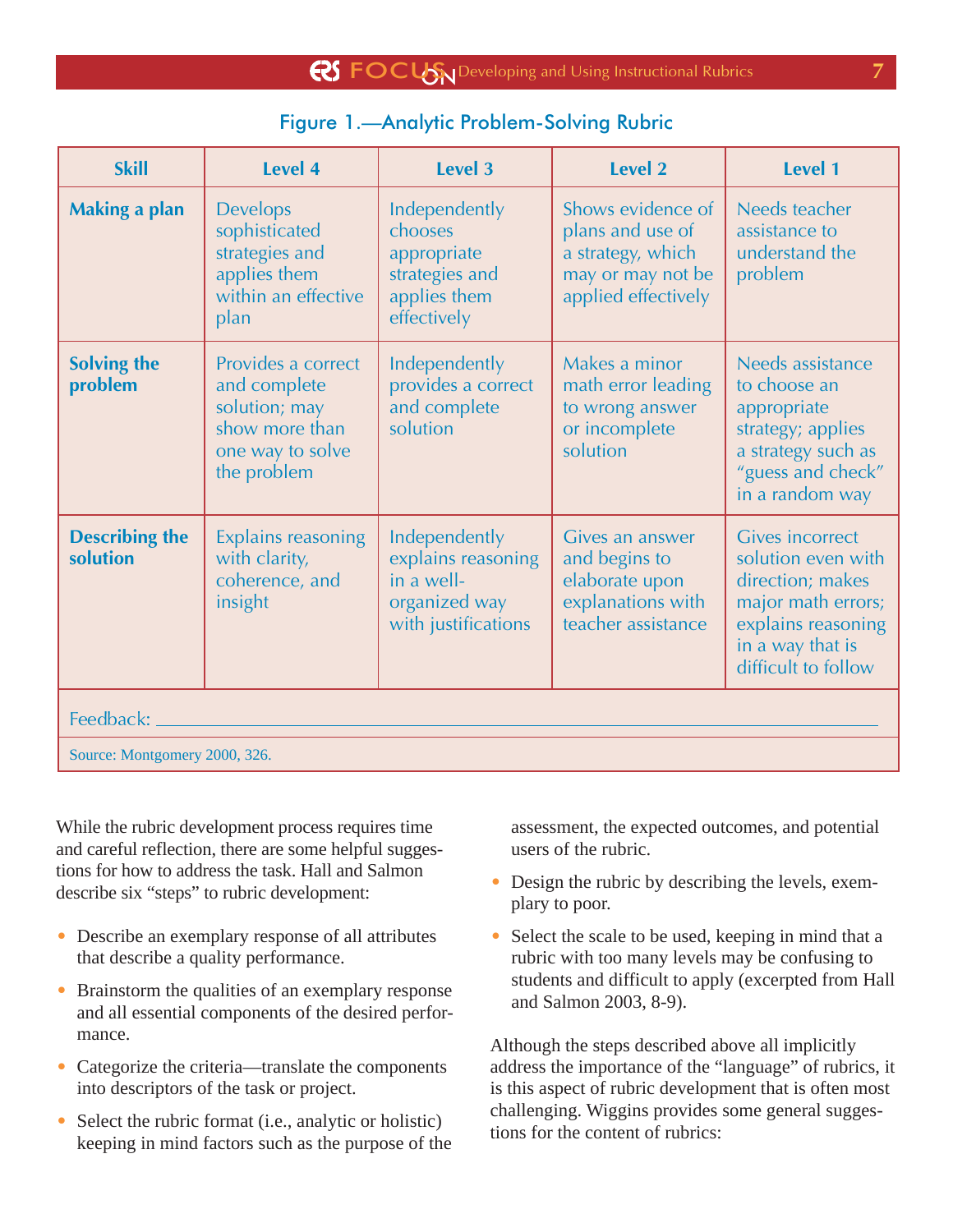Figure 1.—Analytic Problem-Solving Rubric

| Skill | Level 4 | Level 3 | Level 2 | Level 1 |
|---|---|---|---|---|
| **Making a plan** | Develops sophisticated strategies and applies them within an effective plan | Independently chooses appropriate strategies and applies them effectively | Shows evidence of plans and use of a strategy, which may or may not be applied effectively | Needs teacher assistance to understand the problem |
| **Solving the problem** | Provides a correct and complete solution; may show more than one way to solve the problem | Independently provides a correct and complete solution | Makes a minor math error leading to wrong answer or incomplete solution | Needs assistance to choose an appropriate strategy; applies a strategy such as "guess and check" in a random way |
| **Describing the solution** | Explains reasoning with clarity, coherence, and insight | Independently explains reasoning in a well-organized way with justifications | Gives an answer and begins to elaborate upon explanations with teacher assistance | Gives incorrect solution even with direction; makes major math errors; explains reasoning in a way that is difficult to follow |
| Feedback: ________________ | | | | |

Source: Montgomery 2000, 326.

While the rubric development process requires time and careful reflection, there are some helpful suggestions for how to address the task. Hall and Salmon describe six "steps" to rubric development:

- Describe an exemplary response of all attributes that describe a quality performance.
- Brainstorm the qualities of an exemplary response and all essential components of the desired performance.
- Categorize the criteria—translate the components into descriptors of the task or project.
- Select the rubric format (i.e., analytic or holistic) keeping in mind factors such as the purpose of the assessment, the expected outcomes, and potential users of the rubric.
- Design the rubric by describing the levels, exemplary to poor.
- Select the scale to be used, keeping in mind that a rubric with too many levels may be confusing to students and difficult to apply (excerpted from Hall and Salmon 2003, 8-9).

Although the steps described above all implicitly address the importance of the "language" of rubrics, it is this aspect of rubric development that is often most challenging. Wiggins provides some general suggestions for the content of rubrics: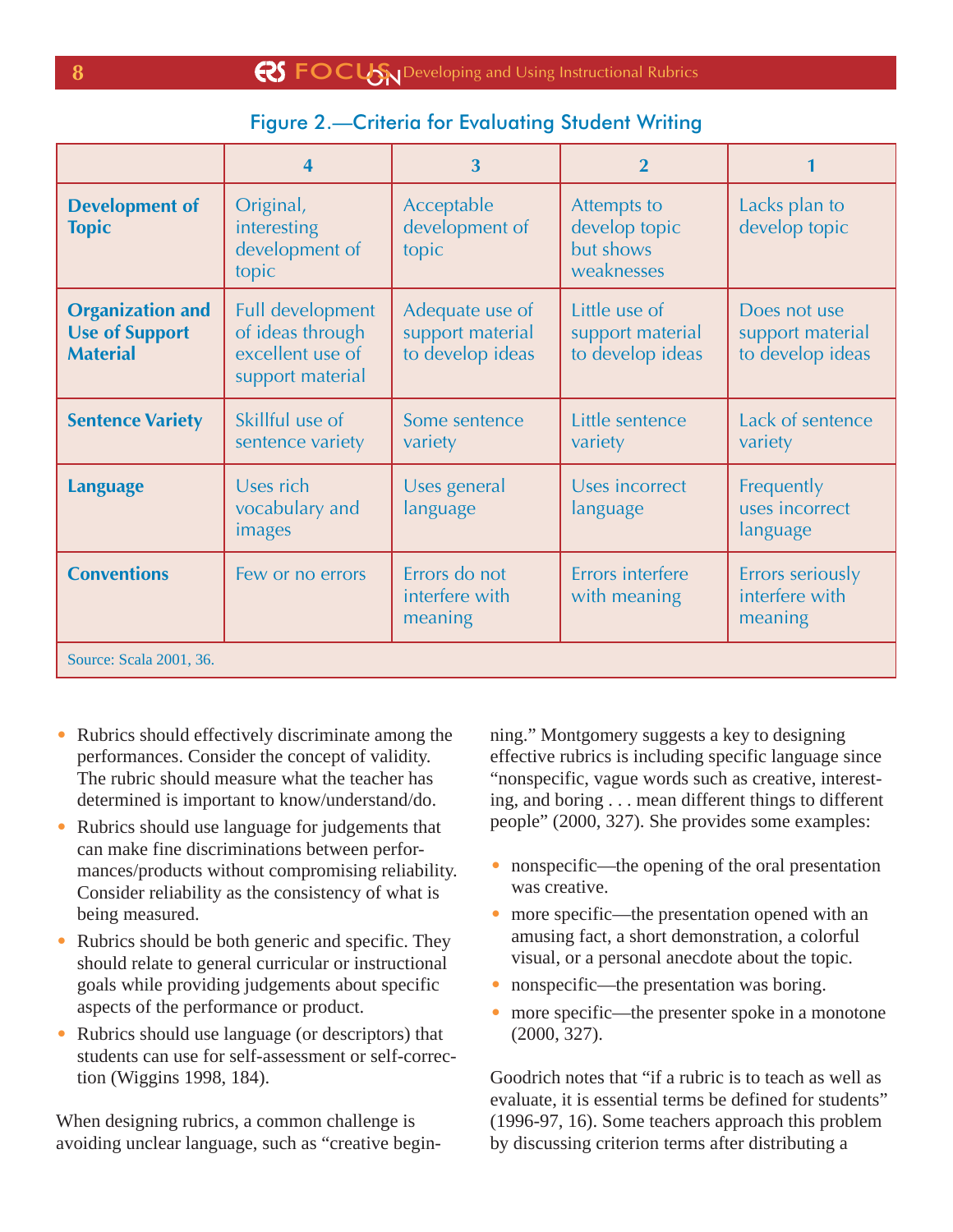### Figure 2.—Criteria for Evaluating Student Writing

| | 4 | 3 | 2 | 1 |
|---|---|---|---|---|
| **Development of Topic** | Original, interesting development of topic | Acceptable development of topic | Attempts to develop topic but shows weaknesses | Lacks plan to develop topic |
| **Organization and Use of Support Material** | Full development of ideas through excellent use of support material | Adequate use of support material to develop ideas | Little use of support material to develop ideas | Does not use support material to develop ideas |
| **Sentence Variety** | Skillful use of sentence variety | Some sentence variety | Little sentence variety | Lack of sentence variety |
| **Language** | Uses rich vocabulary and images | Uses general language | Uses incorrect language | Frequently uses incorrect language |
| **Conventions** | Few or no errors | Errors do not interfere with meaning | Errors interfere with meaning | Errors seriously interfere with meaning |

Source: Scala 2001, 36.

- Rubrics should effectively discriminate among the performances. Consider the concept of validity. The rubric should measure what the teacher has determined is important to know/understand/do.
- Rubrics should use language for judgements that can make fine discriminations between performances/products without compromising reliability. Consider reliability as the consistency of what is being measured.
- Rubrics should be both generic and specific. They should relate to general curricular or instructional goals while providing judgements about specific aspects of the performance or product.
- Rubrics should use language (or descriptors) that students can use for self-assessment or self-correction (Wiggins 1998, 184).

When designing rubrics, a common challenge is avoiding unclear language, such as "creative beginning." Montgomery suggests a key to designing effective rubrics is including specific language since "nonspecific, vague words such as creative, interesting, and boring . . . mean different things to different people" (2000, 327). She provides some examples:

- nonspecific—the opening of the oral presentation was creative.
- more specific—the presentation opened with an amusing fact, a short demonstration, a colorful visual, or a personal anecdote about the topic.
- nonspecific—the presentation was boring.
- more specific—the presenter spoke in a monotone (2000, 327).

Goodrich notes that "if a rubric is to teach as well as evaluate, it is essential terms be defined for students" (1996-97, 16). Some teachers approach this problem by discussing criterion terms after distributing a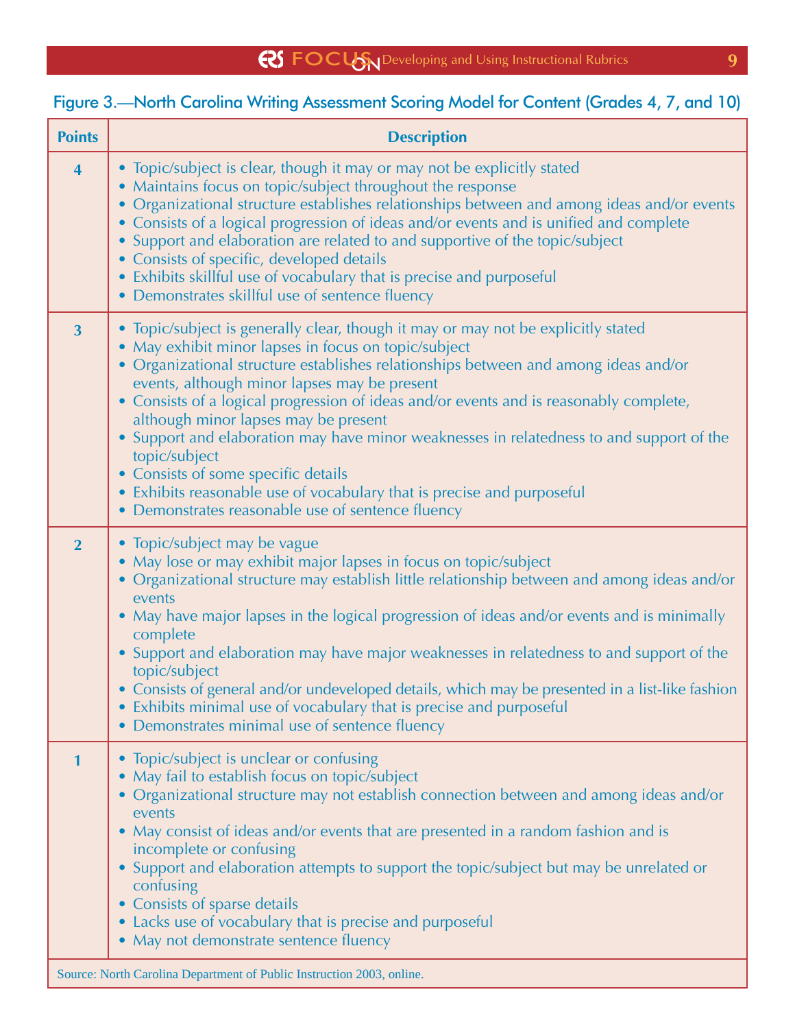**Figure 3.—North Carolina Writing Assessment Scoring Model for Content (Grades 4, 7, and 10)**

| Points | Description |
|---|---|
| 4 | • Topic/subject is clear, though it may or may not be explicitly stated<br>• Maintains focus on topic/subject throughout the response<br>• Organizational structure establishes relationships between and among ideas and/or events<br>• Consists of a logical progression of ideas and/or events and is unified and complete<br>• Support and elaboration are related to and supportive of the topic/subject<br>• Consists of specific, developed details<br>• Exhibits skillful use of vocabulary that is precise and purposeful<br>• Demonstrates skillful use of sentence fluency |
| 3 | • Topic/subject is generally clear, though it may or may not be explicitly stated<br>• May exhibit minor lapses in focus on topic/subject<br>• Organizational structure establishes relationships between and among ideas and/or events, although minor lapses may be present<br>• Consists of a logical progression of ideas and/or events and is reasonably complete, although minor lapses may be present<br>• Support and elaboration may have minor weaknesses in relatedness to and support of the topic/subject<br>• Consists of some specific details<br>• Exhibits reasonable use of vocabulary that is precise and purposeful<br>• Demonstrates reasonable use of sentence fluency |
| 2 | • Topic/subject may be vague<br>• May lose or may exhibit major lapses in focus on topic/subject<br>• Organizational structure may establish little relationship between and among ideas and/or events<br>• May have major lapses in the logical progression of ideas and/or events and is minimally complete<br>• Support and elaboration may have major weaknesses in relatedness to and support of the topic/subject<br>• Consists of general and/or undeveloped details, which may be presented in a list-like fashion<br>• Exhibits minimal use of vocabulary that is precise and purposeful<br>• Demonstrates minimal use of sentence fluency |
| 1 | • Topic/subject is unclear or confusing<br>• May fail to establish focus on topic/subject<br>• Organizational structure may not establish connection between and among ideas and/or events<br>• May consist of ideas and/or events that are presented in a random fashion and is incomplete or confusing<br>• Support and elaboration attempts to support the topic/subject but may be unrelated or confusing<br>• Consists of sparse details<br>• Lacks use of vocabulary that is precise and purposeful<br>• May not demonstrate sentence fluency |

Source: North Carolina Department of Public Instruction 2003, online.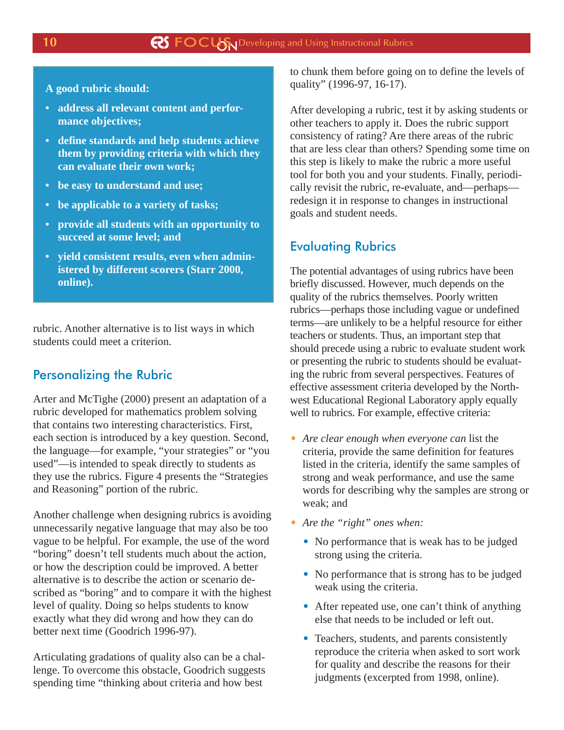**A good rubric should:**

- **address all relevant content and performance objectives;**
- **define standards and help students achieve them by providing criteria with which they can evaluate their own work;**
- **be easy to understand and use;**
- **be applicable to a variety of tasks;**
- **provide all students with an opportunity to succeed at some level; and**
- **yield consistent results, even when administered by different scorers (Starr 2000, online).**

rubric. Another alternative is to list ways in which students could meet a criterion.

## Personalizing the Rubric

Arter and McTighe (2000) present an adaptation of a rubric developed for mathematics problem solving that contains two interesting characteristics. First, each section is introduced by a key question. Second, the language—for example, "your strategies" or "you used"—is intended to speak directly to students as they use the rubrics. Figure 4 presents the "Strategies and Reasoning" portion of the rubric.

Another challenge when designing rubrics is avoiding unnecessarily negative language that may also be too vague to be helpful. For example, the use of the word "boring" doesn't tell students much about the action, or how the description could be improved. A better alternative is to describe the action or scenario described as "boring" and to compare it with the highest level of quality. Doing so helps students to know exactly what they did wrong and how they can do better next time (Goodrich 1996-97).

Articulating gradations of quality also can be a challenge. To overcome this obstacle, Goodrich suggests spending time "thinking about criteria and how best to chunk them before going on to define the levels of quality" (1996-97, 16-17).

After developing a rubric, test it by asking students or other teachers to apply it. Does the rubric support consistency of rating? Are there areas of the rubric that are less clear than others? Spending some time on this step is likely to make the rubric a more useful tool for both you and your students. Finally, periodically revisit the rubric, re-evaluate, and—perhaps—redesign it in response to changes in instructional goals and student needs.

## Evaluating Rubrics

The potential advantages of using rubrics have been briefly discussed. However, much depends on the quality of the rubrics themselves. Poorly written rubrics—perhaps those including vague or undefined terms—are unlikely to be a helpful resource for either teachers or students. Thus, an important step that should precede using a rubric to evaluate student work or presenting the rubric to students should be evaluating the rubric from several perspectives. Features of effective assessment criteria developed by the Northwest Educational Regional Laboratory apply equally well to rubrics. For example, effective criteria:

- *Are clear enough when everyone can* list the criteria, provide the same definition for features listed in the criteria, identify the same samples of strong and weak performance, and use the same words for describing why the samples are strong or weak; and
- *Are the "right" ones when:*
  - No performance that is weak has to be judged strong using the criteria.
  - No performance that is strong has to be judged weak using the criteria.
  - After repeated use, one can't think of anything else that needs to be included or left out.
  - Teachers, students, and parents consistently reproduce the criteria when asked to sort work for quality and describe the reasons for their judgments (excerpted from 1998, online).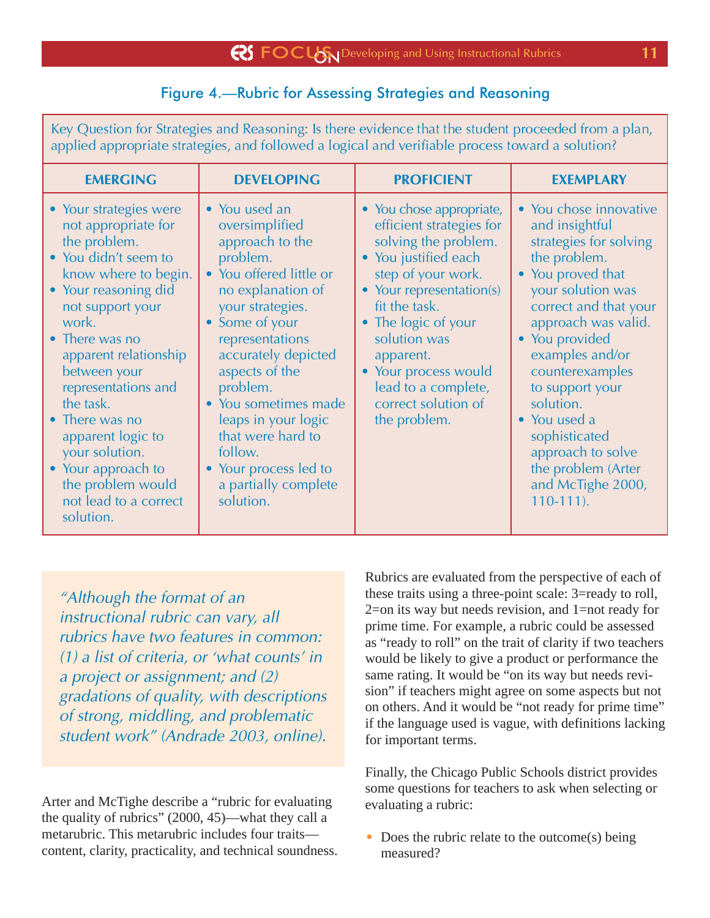### Figure 4.—Rubric for Assessing Strategies and Reasoning

Key Question for Strategies and Reasoning: Is there evidence that the student proceeded from a plan, applied appropriate strategies, and followed a logical and verifiable process toward a solution?

| EMERGING | DEVELOPING | PROFICIENT | EXEMPLARY |
| --- | --- | --- | --- |
| • Your strategies were not appropriate for the problem.<br>• You didn't seem to know where to begin.<br>• Your reasoning did not support your work.<br>• There was no apparent relationship between your representations and the task.<br>• There was no apparent logic to your solution.<br>• Your approach to the problem would not lead to a correct solution. | • You used an oversimplified approach to the problem.<br>• You offered little or no explanation of your strategies.<br>• Some of your representations accurately depicted aspects of the problem.<br>• You sometimes made leaps in your logic that were hard to follow.<br>• Your process led to a partially complete solution. | • You chose appropriate, efficient strategies for solving the problem.<br>• You justified each step of your work.<br>• Your representation(s) fit the task.<br>• The logic of your solution was apparent.<br>• Your process would lead to a complete, correct solution of the problem. | • You chose innovative and insightful strategies for solving the problem.<br>• You proved that your solution was correct and that your approach was valid.<br>• You provided examples and/or counterexamples to support your solution.<br>• You used a sophisticated approach to solve the problem (Arter and McTighe 2000, 110-111). |

> *"Although the format of an instructional rubric can vary, all rubrics have two features in common: (1) a list of criteria, or 'what counts' in a project or assignment; and (2) gradations of quality, with descriptions of strong, middling, and problematic student work" (Andrade 2003, online).*

Arter and McTighe describe a "rubric for evaluating the quality of rubrics" (2000, 45)—what they call a metarubric. This metarubric includes four traits—content, clarity, practicality, and technical soundness. Rubrics are evaluated from the perspective of each of these traits using a three-point scale: 3=ready to roll, 2=on its way but needs revision, and 1=not ready for prime time. For example, a rubric could be assessed as "ready to roll" on the trait of clarity if two teachers would be likely to give a product or performance the same rating. It would be "on its way but needs revision" if teachers might agree on some aspects but not on others. And it would be "not ready for prime time" if the language used is vague, with definitions lacking for important terms.

Finally, the Chicago Public Schools district provides some questions for teachers to ask when selecting or evaluating a rubric:

- Does the rubric relate to the outcome(s) being measured?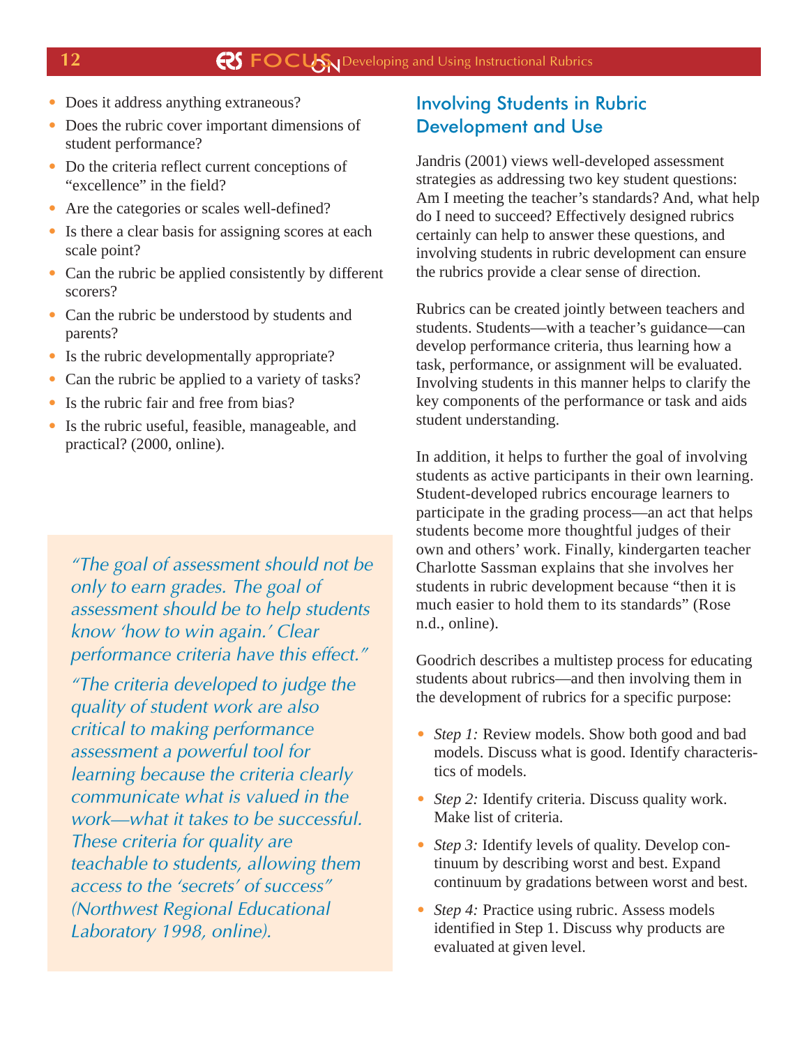- Does it address anything extraneous?
- Does the rubric cover important dimensions of student performance?
- Do the criteria reflect current conceptions of "excellence" in the field?
- Are the categories or scales well-defined?
- Is there a clear basis for assigning scores at each scale point?
- Can the rubric be applied consistently by different scorers?
- Can the rubric be understood by students and parents?
- Is the rubric developmentally appropriate?
- Can the rubric be applied to a variety of tasks?
- Is the rubric fair and free from bias?
- Is the rubric useful, feasible, manageable, and practical? (2000, online).

> *"The goal of assessment should not be only to earn grades. The goal of assessment should be to help students know 'how to win again.' Clear performance criteria have this effect."*
>
> *"The criteria developed to judge the quality of student work are also critical to making performance assessment a powerful tool for learning because the criteria clearly communicate what is valued in the work—what it takes to be successful. These criteria for quality are teachable to students, allowing them access to the 'secrets' of success" (Northwest Regional Educational Laboratory 1998, online).*

## Involving Students in Rubric Development and Use

Jandris (2001) views well-developed assessment strategies as addressing two key student questions: Am I meeting the teacher's standards? And, what help do I need to succeed? Effectively designed rubrics certainly can help to answer these questions, and involving students in rubric development can ensure the rubrics provide a clear sense of direction.

Rubrics can be created jointly between teachers and students. Students—with a teacher's guidance—can develop performance criteria, thus learning how a task, performance, or assignment will be evaluated. Involving students in this manner helps to clarify the key components of the performance or task and aids student understanding.

In addition, it helps to further the goal of involving students as active participants in their own learning. Student-developed rubrics encourage learners to participate in the grading process—an act that helps students become more thoughtful judges of their own and others' work. Finally, kindergarten teacher Charlotte Sassman explains that she involves her students in rubric development because "then it is much easier to hold them to its standards" (Rose n.d., online).

Goodrich describes a multistep process for educating students about rubrics—and then involving them in the development of rubrics for a specific purpose:

- *Step 1:* Review models. Show both good and bad models. Discuss what is good. Identify characteristics of models.
- *Step 2:* Identify criteria. Discuss quality work. Make list of criteria.
- *Step 3:* Identify levels of quality. Develop continuum by describing worst and best. Expand continuum by gradations between worst and best.
- *Step 4:* Practice using rubric. Assess models identified in Step 1. Discuss why products are evaluated at given level.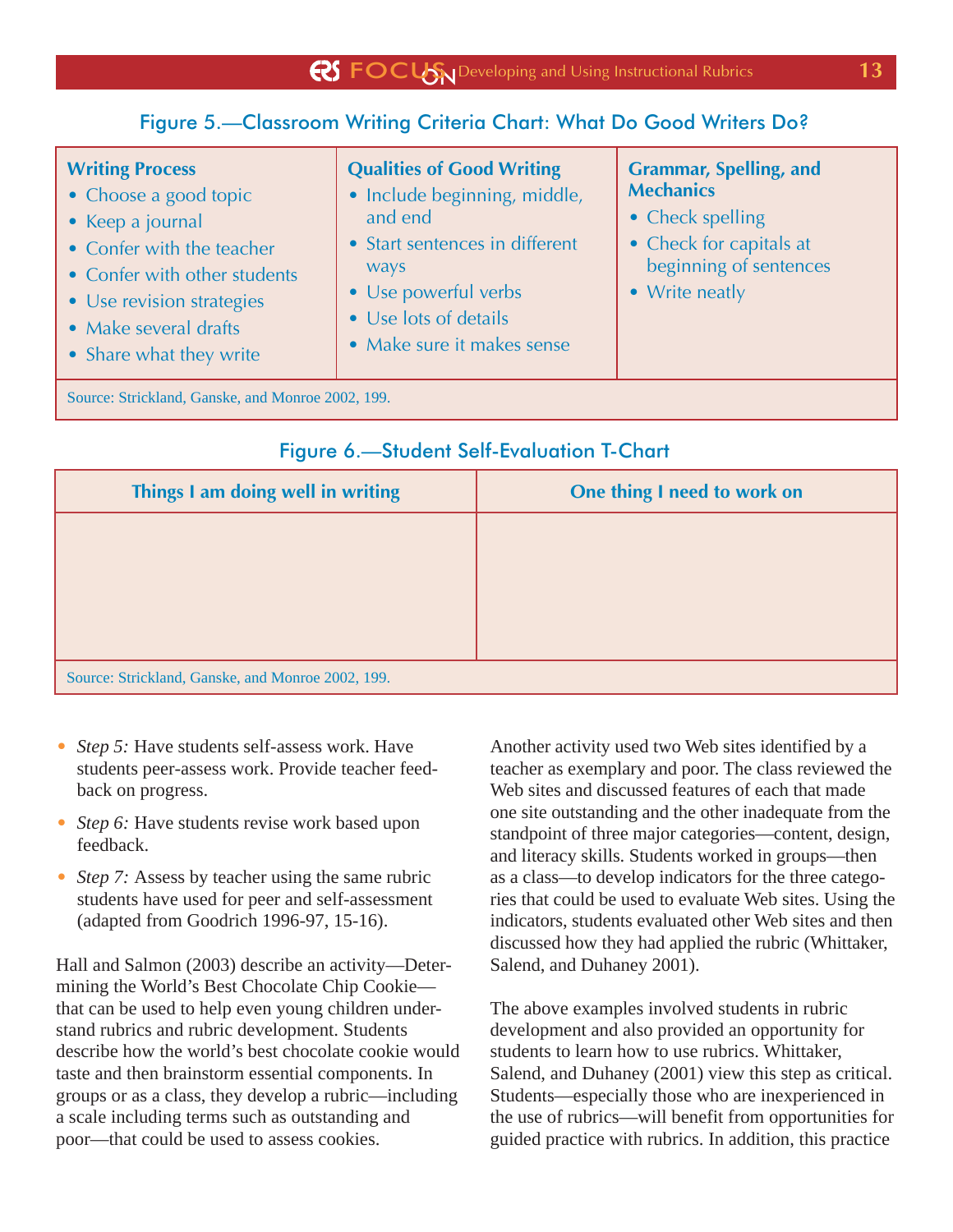### Figure 5.—Classroom Writing Criteria Chart: What Do Good Writers Do?

| Writing Process | Qualities of Good Writing | Grammar, Spelling, and Mechanics |
|---|---|---|
| • Choose a good topic<br>• Keep a journal<br>• Confer with the teacher<br>• Confer with other students<br>• Use revision strategies<br>• Make several drafts<br>• Share what they write | • Include beginning, middle, and end<br>• Start sentences in different ways<br>• Use powerful verbs<br>• Use lots of details<br>• Make sure it makes sense | • Check spelling<br>• Check for capitals at beginning of sentences<br>• Write neatly |

Source: Strickland, Ganske, and Monroe 2002, 199.

### Figure 6.—Student Self-Evaluation T-Chart

| Things I am doing well in writing | One thing I need to work on |
|---|---|
| | |

Source: Strickland, Ganske, and Monroe 2002, 199.

- *Step 5:* Have students self-assess work. Have students peer-assess work. Provide teacher feedback on progress.
- *Step 6:* Have students revise work based upon feedback.
- *Step 7:* Assess by teacher using the same rubric students have used for peer and self-assessment (adapted from Goodrich 1996-97, 15-16).

Hall and Salmon (2003) describe an activity—Determining the World's Best Chocolate Chip Cookie—that can be used to help even young children understand rubrics and rubric development. Students describe how the world's best chocolate cookie would taste and then brainstorm essential components. In groups or as a class, they develop a rubric—including a scale including terms such as outstanding and poor—that could be used to assess cookies.

Another activity used two Web sites identified by a teacher as exemplary and poor. The class reviewed the Web sites and discussed features of each that made one site outstanding and the other inadequate from the standpoint of three major categories—content, design, and literacy skills. Students worked in groups—then as a class—to develop indicators for the three categories that could be used to evaluate Web sites. Using the indicators, students evaluated other Web sites and then discussed how they had applied the rubric (Whittaker, Salend, and Duhaney 2001).

The above examples involved students in rubric development and also provided an opportunity for students to learn how to use rubrics. Whittaker, Salend, and Duhaney (2001) view this step as critical. Students—especially those who are inexperienced in the use of rubrics—will benefit from opportunities for guided practice with rubrics. In addition, this practice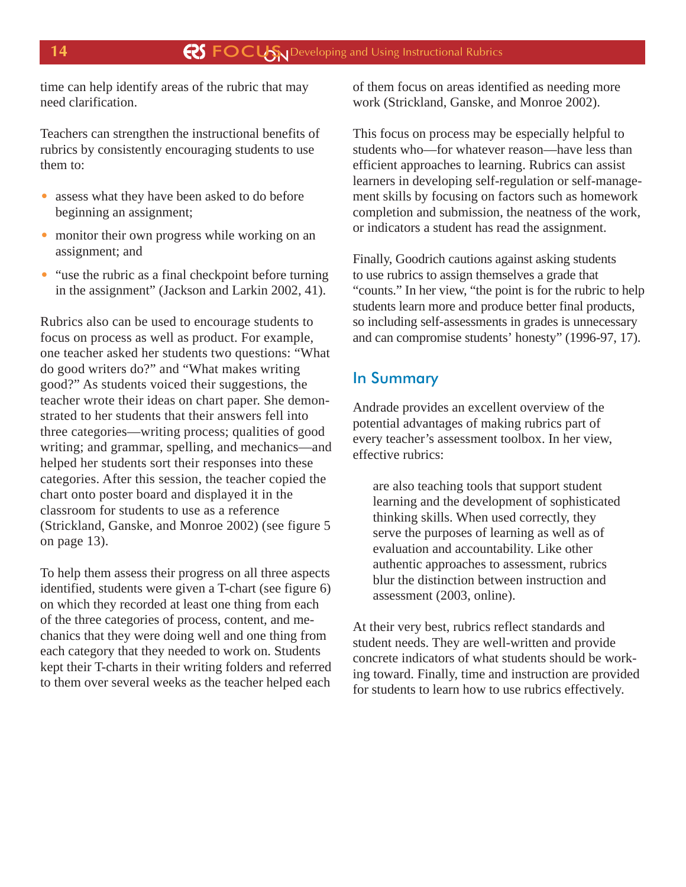time can help identify areas of the rubric that may need clarification.

Teachers can strengthen the instructional benefits of rubrics by consistently encouraging students to use them to:

- assess what they have been asked to do before beginning an assignment;
- monitor their own progress while working on an assignment; and
- "use the rubric as a final checkpoint before turning in the assignment" (Jackson and Larkin 2002, 41).

Rubrics also can be used to encourage students to focus on process as well as product. For example, one teacher asked her students two questions: "What do good writers do?" and "What makes writing good?" As students voiced their suggestions, the teacher wrote their ideas on chart paper. She demonstrated to her students that their answers fell into three categories—writing process; qualities of good writing; and grammar, spelling, and mechanics—and helped her students sort their responses into these categories. After this session, the teacher copied the chart onto poster board and displayed it in the classroom for students to use as a reference (Strickland, Ganske, and Monroe 2002) (see figure 5 on page 13).

To help them assess their progress on all three aspects identified, students were given a T-chart (see figure 6) on which they recorded at least one thing from each of the three categories of process, content, and mechanics that they were doing well and one thing from each category that they needed to work on. Students kept their T-charts in their writing folders and referred to them over several weeks as the teacher helped each of them focus on areas identified as needing more work (Strickland, Ganske, and Monroe 2002).

This focus on process may be especially helpful to students who—for whatever reason—have less than efficient approaches to learning. Rubrics can assist learners in developing self-regulation or self-management skills by focusing on factors such as homework completion and submission, the neatness of the work, or indicators a student has read the assignment.

Finally, Goodrich cautions against asking students to use rubrics to assign themselves a grade that "counts." In her view, "the point is for the rubric to help students learn more and produce better final products, so including self-assessments in grades is unnecessary and can compromise students' honesty" (1996-97, 17).

## In Summary

Andrade provides an excellent overview of the potential advantages of making rubrics part of every teacher's assessment toolbox. In her view, effective rubrics:

> are also teaching tools that support student learning and the development of sophisticated thinking skills. When used correctly, they serve the purposes of learning as well as of evaluation and accountability. Like other authentic approaches to assessment, rubrics blur the distinction between instruction and assessment (2003, online).

At their very best, rubrics reflect standards and student needs. They are well-written and provide concrete indicators of what students should be working toward. Finally, time and instruction are provided for students to learn how to use rubrics effectively.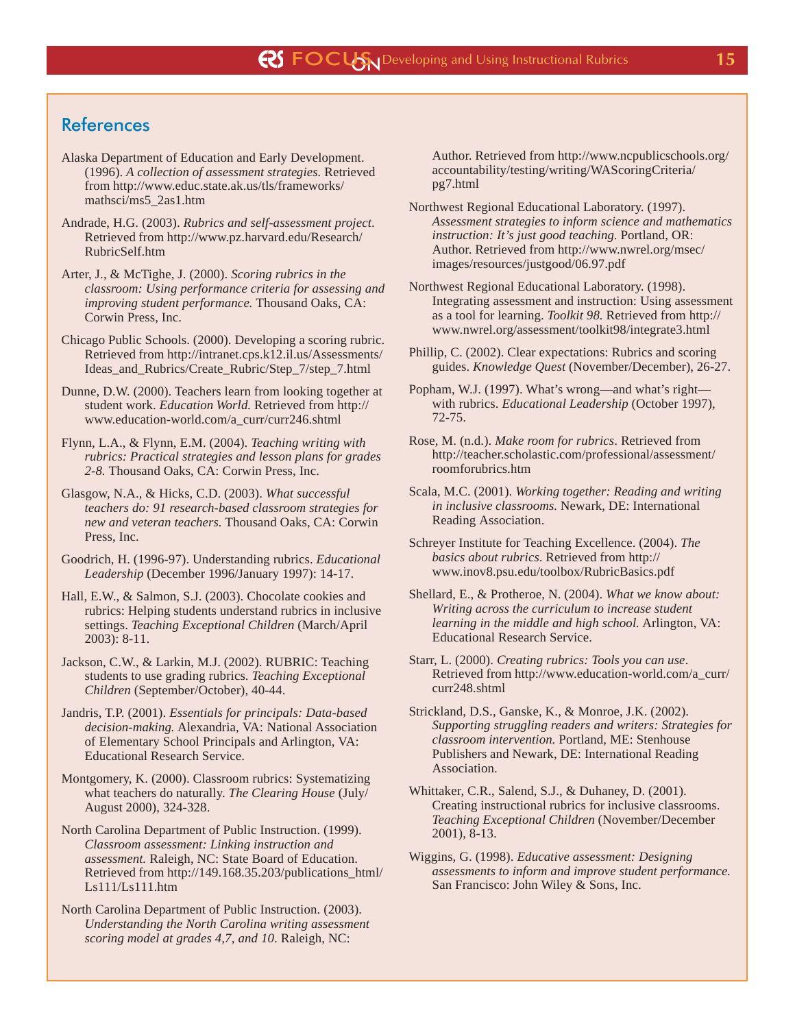## References

Alaska Department of Education and Early Development. (1996). *A collection of assessment strategies.* Retrieved from http://www.educ.state.ak.us/tls/frameworks/mathsci/ms5_2as1.htm

Andrade, H.G. (2003). *Rubrics and self-assessment project.* Retrieved from http://www.pz.harvard.edu/Research/RubricSelf.htm

Arter, J., & McTighe, J. (2000). *Scoring rubrics in the classroom: Using performance criteria for assessing and improving student performance.* Thousand Oaks, CA: Corwin Press, Inc.

Chicago Public Schools. (2000). Developing a scoring rubric. Retrieved from http://intranet.cps.k12.il.us/Assessments/Ideas_and_Rubrics/Create_Rubric/Step_7/step_7.html

Dunne, D.W. (2000). Teachers learn from looking together at student work. *Education World.* Retrieved from http://www.education-world.com/a_curr/curr246.shtml

Flynn, L.A., & Flynn, E.M. (2004). *Teaching writing with rubrics: Practical strategies and lesson plans for grades 2-8.* Thousand Oaks, CA: Corwin Press, Inc.

Glasgow, N.A., & Hicks, C.D. (2003). *What successful teachers do: 91 research-based classroom strategies for new and veteran teachers.* Thousand Oaks, CA: Corwin Press, Inc.

Goodrich, H. (1996-97). Understanding rubrics. *Educational Leadership* (December 1996/January 1997): 14-17.

Hall, E.W., & Salmon, S.J. (2003). Chocolate cookies and rubrics: Helping students understand rubrics in inclusive settings. *Teaching Exceptional Children* (March/April 2003): 8-11.

Jackson, C.W., & Larkin, M.J. (2002). RUBRIC: Teaching students to use grading rubrics. *Teaching Exceptional Children* (September/October), 40-44.

Jandris, T.P. (2001). *Essentials for principals: Data-based decision-making.* Alexandria, VA: National Association of Elementary School Principals and Arlington, VA: Educational Research Service.

Montgomery, K. (2000). Classroom rubrics: Systematizing what teachers do naturally. *The Clearing House* (July/August 2000), 324-328.

North Carolina Department of Public Instruction. (1999). *Classroom assessment: Linking instruction and assessment.* Raleigh, NC: State Board of Education. Retrieved from http://149.168.35.203/publications_html/Ls111/Ls111.htm

North Carolina Department of Public Instruction. (2003). *Understanding the North Carolina writing assessment scoring model at grades 4,7, and 10*. Raleigh, NC: Author. Retrieved from http://www.ncpublicschools.org/accountability/testing/writing/WAScoringCriteria/pg7.html

Northwest Regional Educational Laboratory. (1997). *Assessment strategies to inform science and mathematics instruction: It's just good teaching.* Portland, OR: Author. Retrieved from http://www.nwrel.org/msec/images/resources/justgood/06.97.pdf

Northwest Regional Educational Laboratory. (1998). Integrating assessment and instruction: Using assessment as a tool for learning. *Toolkit 98.* Retrieved from http://www.nwrel.org/assessment/toolkit98/integrate3.html

Phillip, C. (2002). Clear expectations: Rubrics and scoring guides. *Knowledge Quest* (November/December), 26-27.

Popham, W.J. (1997). What's wrong—and what's right—with rubrics. *Educational Leadership* (October 1997), 72-75.

Rose, M. (n.d.). *Make room for rubrics*. Retrieved from http://teacher.scholastic.com/professional/assessment/roomforubrics.htm

Scala, M.C. (2001). *Working together: Reading and writing in inclusive classrooms.* Newark, DE: International Reading Association.

Schreyer Institute for Teaching Excellence. (2004). *The basics about rubrics.* Retrieved from http://www.inov8.psu.edu/toolbox/RubricBasics.pdf

Shellard, E., & Protheroe, N. (2004). *What we know about: Writing across the curriculum to increase student learning in the middle and high school.* Arlington, VA: Educational Research Service.

Starr, L. (2000). *Creating rubrics: Tools you can use*. Retrieved from http://www.education-world.com/a_curr/curr248.shtml

Strickland, D.S., Ganske, K., & Monroe, J.K. (2002). *Supporting struggling readers and writers: Strategies for classroom intervention.* Portland, ME: Stenhouse Publishers and Newark, DE: International Reading Association.

Whittaker, C.R., Salend, S.J., & Duhaney, D. (2001). Creating instructional rubrics for inclusive classrooms. *Teaching Exceptional Children* (November/December 2001), 8-13.

Wiggins, G. (1998). *Educative assessment: Designing assessments to inform and improve student performance.* San Francisco: John Wiley & Sons, Inc.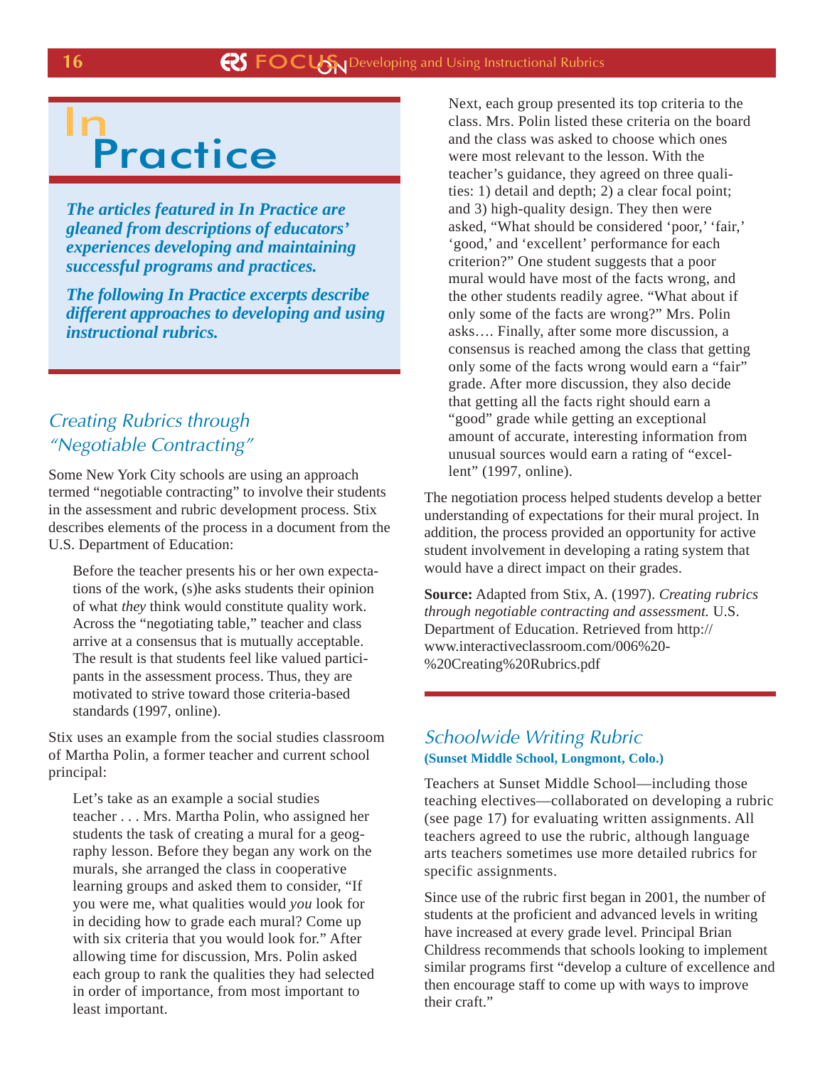# In Practice

***The articles featured in In Practice are gleaned from descriptions of educators' experiences developing and maintaining successful programs and practices.***

***The following In Practice excerpts describe different approaches to developing and using instructional rubrics.***

## *Creating Rubrics through "Negotiable Contracting"*

Some New York City schools are using an approach termed "negotiable contracting" to involve their students in the assessment and rubric development process. Stix describes elements of the process in a document from the U.S. Department of Education:

> Before the teacher presents his or her own expectations of the work, (s)he asks students their opinion of what *they* think would constitute quality work. Across the "negotiating table," teacher and class arrive at a consensus that is mutually acceptable. The result is that students feel like valued participants in the assessment process. Thus, they are motivated to strive toward those criteria-based standards (1997, online).

Stix uses an example from the social studies classroom of Martha Polin, a former teacher and current school principal:

> Let's take as an example a social studies teacher . . . Mrs. Martha Polin, who assigned her students the task of creating a mural for a geography lesson. Before they began any work on the murals, she arranged the class in cooperative learning groups and asked them to consider, "If you were me, what qualities would *you* look for in deciding how to grade each mural? Come up with six criteria that you would look for." After allowing time for discussion, Mrs. Polin asked each group to rank the qualities they had selected in order of importance, from most important to least important.
>
> Next, each group presented its top criteria to the class. Mrs. Polin listed these criteria on the board and the class was asked to choose which ones were most relevant to the lesson. With the teacher's guidance, they agreed on three qualities: 1) detail and depth; 2) a clear focal point; and 3) high-quality design. They then were asked, "What should be considered 'poor,' 'fair,' 'good,' and 'excellent' performance for each criterion?" One student suggests that a poor mural would have most of the facts wrong, and the other students readily agree. "What about if only some of the facts are wrong?" Mrs. Polin asks…. Finally, after some more discussion, a consensus is reached among the class that getting only some of the facts wrong would earn a "fair" grade. After more discussion, they also decide that getting all the facts right should earn a "good" grade while getting an exceptional amount of accurate, interesting information from unusual sources would earn a rating of "excellent" (1997, online).

The negotiation process helped students develop a better understanding of expectations for their mural project. In addition, the process provided an opportunity for active student involvement in developing a rating system that would have a direct impact on their grades.

**Source:** Adapted from Stix, A. (1997). *Creating rubrics through negotiable contracting and assessment.* U.S. Department of Education. Retrieved from http://www.interactiveclassroom.com/006%20-%20Creating%20Rubrics.pdf

## *Schoolwide Writing Rubric*

**(Sunset Middle School, Longmont, Colo.)**

Teachers at Sunset Middle School—including those teaching electives—collaborated on developing a rubric (see page 17) for evaluating written assignments. All teachers agreed to use the rubric, although language arts teachers sometimes use more detailed rubrics for specific assignments.

Since use of the rubric first began in 2001, the number of students at the proficient and advanced levels in writing have increased at every grade level. Principal Brian Childress recommends that schools looking to implement similar programs first "develop a culture of excellence and then encourage staff to come up with ways to improve their craft."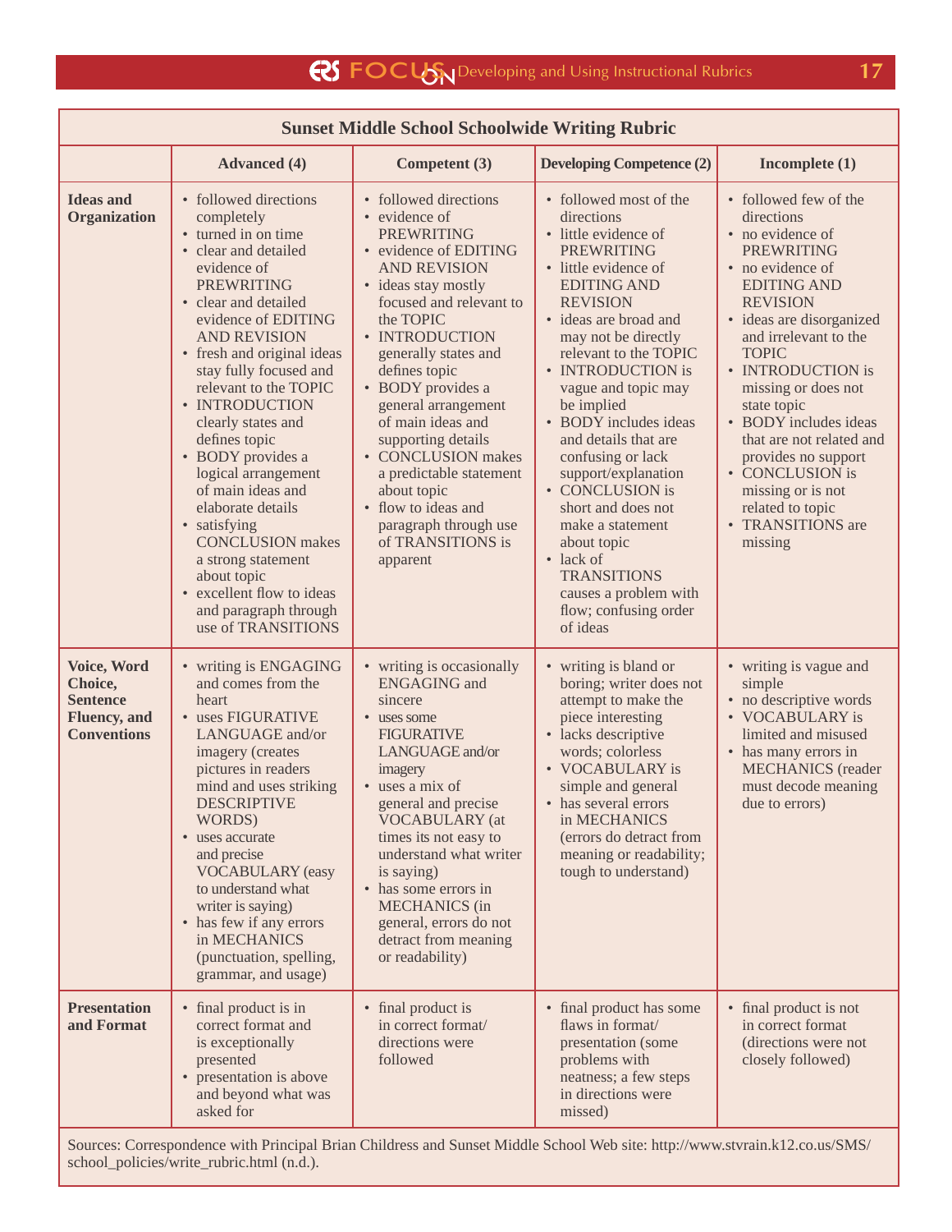| Sunset Middle School Schoolwide Writing Rubric | | | | |
|---|---|---|---|---|
| | **Advanced (4)** | **Competent (3)** | **Developing Competence (2)** | **Incomplete (1)** |
| **Ideas and Organization** | • followed directions completely<br>• turned in on time<br>• clear and detailed evidence of PREWRITING<br>• clear and detailed evidence of EDITING AND REVISION<br>• fresh and original ideas stay fully focused and relevant to the TOPIC<br>• INTRODUCTION clearly states and defines topic<br>• BODY provides a logical arrangement of main ideas and elaborate details<br>• satisfying CONCLUSION makes a strong statement about topic<br>• excellent flow to ideas and paragraph through use of TRANSITIONS | • followed directions<br>• evidence of PREWRITING<br>• evidence of EDITING AND REVISION<br>• ideas stay mostly focused and relevant to the TOPIC<br>• INTRODUCTION generally states and defines topic<br>• BODY provides a general arrangement of main ideas and supporting details<br>• CONCLUSION makes a predictable statement about topic<br>• flow to ideas and paragraph through use of TRANSITIONS is apparent | • followed most of the directions<br>• little evidence of PREWRITING<br>• little evidence of EDITING AND REVISION<br>• ideas are broad and may not be directly relevant to the TOPIC<br>• INTRODUCTION is vague and topic may be implied<br>• BODY includes ideas and details that are confusing or lack support/explanation<br>• CONCLUSION is short and does not make a statement about topic<br>• lack of TRANSITIONS causes a problem with flow; confusing order of ideas | • followed few of the directions<br>• no evidence of PREWRITING<br>• no evidence of EDITING AND REVISION<br>• ideas are disorganized and irrelevant to the TOPIC<br>• INTRODUCTION is missing or does not state topic<br>• BODY includes ideas that are not related and provides no support<br>• CONCLUSION is missing or is not related to topic<br>• TRANSITIONS are missing |
| **Voice, Word Choice, Sentence Fluency, and Conventions** | • writing is ENGAGING and comes from the heart<br>• uses FIGURATIVE LANGUAGE and/or imagery (creates pictures in readers mind and uses striking DESCRIPTIVE WORDS)<br>• uses accurate and precise VOCABULARY (easy to understand what writer is saying)<br>• has few if any errors in MECHANICS (punctuation, spelling, grammar, and usage) | • writing is occasionally ENGAGING and sincere<br>• uses some FIGURATIVE LANGUAGE and/or imagery<br>• uses a mix of general and precise VOCABULARY (at times its not easy to understand what writer is saying)<br>• has some errors in MECHANICS (in general, errors do not detract from meaning or readability) | • writing is bland or boring; writer does not attempt to make the piece interesting<br>• lacks descriptive words; colorless<br>• VOCABULARY is simple and general<br>• has several errors in MECHANICS (errors do detract from meaning or readability; tough to understand) | • writing is vague and simple<br>• no descriptive words<br>• VOCABULARY is limited and misused<br>• has many errors in MECHANICS (reader must decode meaning due to errors) |
| **Presentation and Format** | • final product is in correct format and is exceptionally presented<br>• presentation is above and beyond what was asked for | • final product is in correct format/ directions were followed | • final product has some flaws in format/ presentation (some problems with neatness; a few steps in directions were missed) | • final product is not in correct format (directions were not closely followed) |

Sources: Correspondence with Principal Brian Childress and Sunset Middle School Web site: http://www.stvrain.k12.co.us/SMS/school_policies/write_rubric.html (n.d.).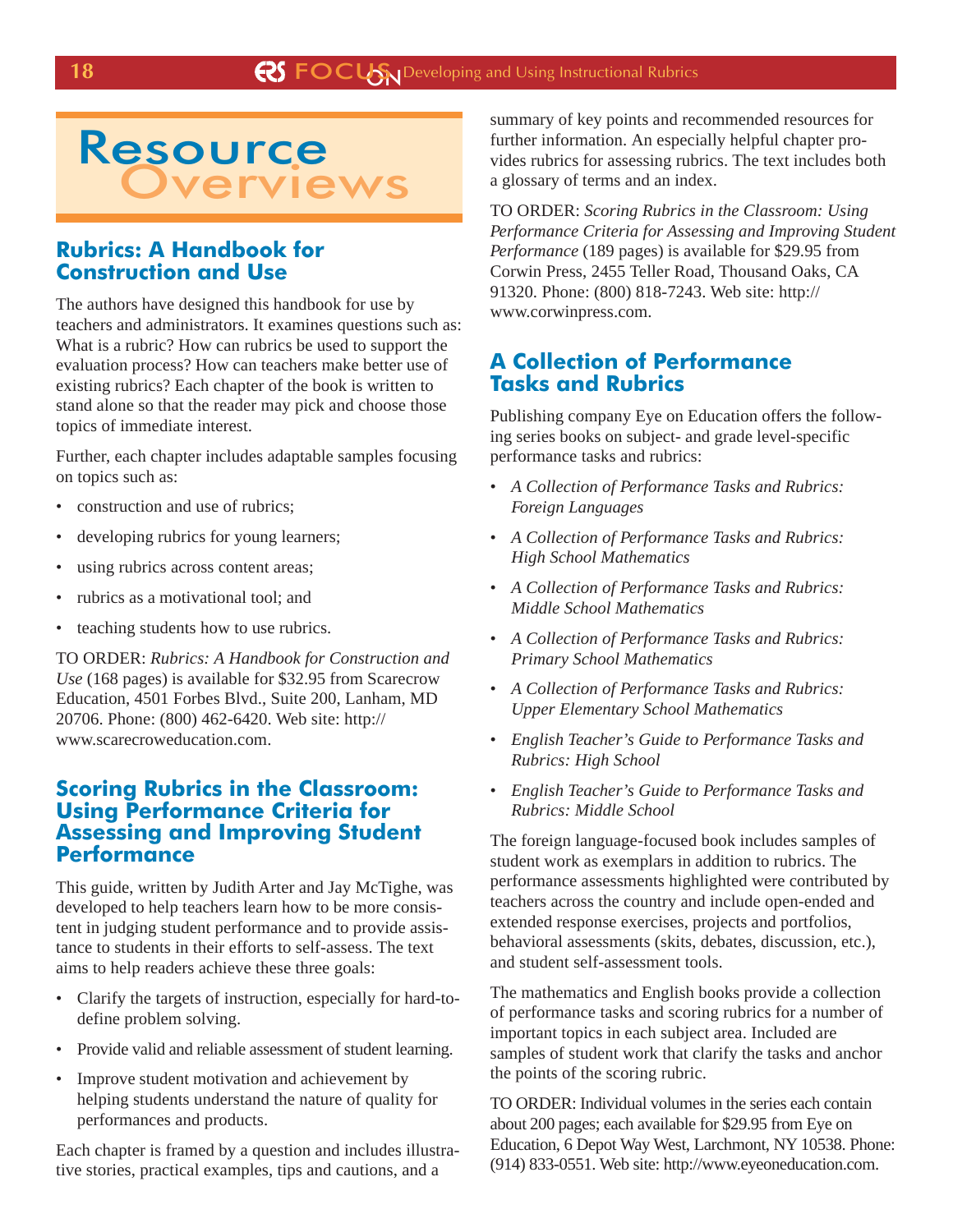# Resource Overviews

## Rubrics: A Handbook for Construction and Use

The authors have designed this handbook for use by teachers and administrators. It examines questions such as: What is a rubric? How can rubrics be used to support the evaluation process? How can teachers make better use of existing rubrics? Each chapter of the book is written to stand alone so that the reader may pick and choose those topics of immediate interest.

Further, each chapter includes adaptable samples focusing on topics such as:

- construction and use of rubrics;
- developing rubrics for young learners;
- using rubrics across content areas;
- rubrics as a motivational tool; and
- teaching students how to use rubrics.

TO ORDER: *Rubrics: A Handbook for Construction and Use* (168 pages) is available for $32.95 from Scarecrow Education, 4501 Forbes Blvd., Suite 200, Lanham, MD 20706. Phone: (800) 462-6420. Web site: http://www.scarecroweducation.com.

## Scoring Rubrics in the Classroom: Using Performance Criteria for Assessing and Improving Student Performance

This guide, written by Judith Arter and Jay McTighe, was developed to help teachers learn how to be more consistent in judging student performance and to provide assistance to students in their efforts to self-assess. The text aims to help readers achieve these three goals:

- Clarify the targets of instruction, especially for hard-to-define problem solving.
- Provide valid and reliable assessment of student learning.
- Improve student motivation and achievement by helping students understand the nature of quality for performances and products.

Each chapter is framed by a question and includes illustrative stories, practical examples, tips and cautions, and a summary of key points and recommended resources for further information. An especially helpful chapter provides rubrics for assessing rubrics. The text includes both a glossary of terms and an index.

TO ORDER: *Scoring Rubrics in the Classroom: Using Performance Criteria for Assessing and Improving Student Performance* (189 pages) is available for $29.95 from Corwin Press, 2455 Teller Road, Thousand Oaks, CA 91320. Phone: (800) 818-7243. Web site: http://www.corwinpress.com.

## A Collection of Performance Tasks and Rubrics

Publishing company Eye on Education offers the following series books on subject- and grade level-specific performance tasks and rubrics:

- *A Collection of Performance Tasks and Rubrics: Foreign Languages*
- *A Collection of Performance Tasks and Rubrics: High School Mathematics*
- *A Collection of Performance Tasks and Rubrics: Middle School Mathematics*
- *A Collection of Performance Tasks and Rubrics: Primary School Mathematics*
- *A Collection of Performance Tasks and Rubrics: Upper Elementary School Mathematics*
- *English Teacher's Guide to Performance Tasks and Rubrics: High School*
- *English Teacher's Guide to Performance Tasks and Rubrics: Middle School*

The foreign language-focused book includes samples of student work as exemplars in addition to rubrics. The performance assessments highlighted were contributed by teachers across the country and include open-ended and extended response exercises, projects and portfolios, behavioral assessments (skits, debates, discussion, etc.), and student self-assessment tools.

The mathematics and English books provide a collection of performance tasks and scoring rubrics for a number of important topics in each subject area. Included are samples of student work that clarify the tasks and anchor the points of the scoring rubric.

TO ORDER: Individual volumes in the series each contain about 200 pages; each available for $29.95 from Eye on Education, 6 Depot Way West, Larchmont, NY 10538. Phone: (914) 833-0551. Web site: http://www.eyeoneducation.com.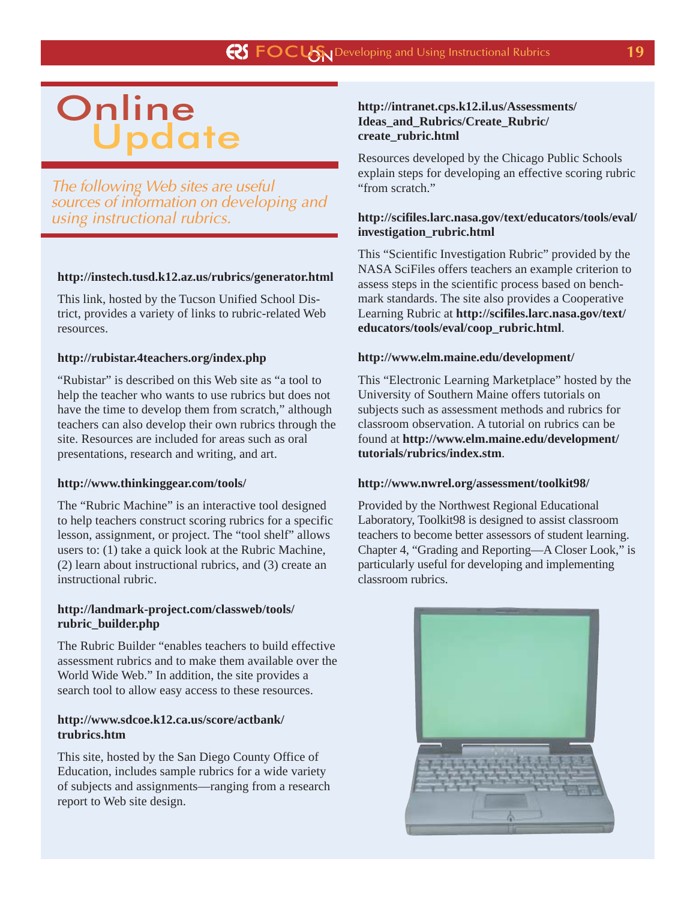# Online Update

*The following Web sites are useful sources of information on developing and using instructional rubrics.*

**http://instech.tusd.k12.az.us/rubrics/generator.html**

This link, hosted by the Tucson Unified School District, provides a variety of links to rubric-related Web resources.

**http://rubistar.4teachers.org/index.php**

"Rubistar" is described on this Web site as "a tool to help the teacher who wants to use rubrics but does not have the time to develop them from scratch," although teachers can also develop their own rubrics through the site. Resources are included for areas such as oral presentations, research and writing, and art.

**http://www.thinkinggear.com/tools/**

The "Rubric Machine" is an interactive tool designed to help teachers construct scoring rubrics for a specific lesson, assignment, or project. The "tool shelf" allows users to: (1) take a quick look at the Rubric Machine, (2) learn about instructional rubrics, and (3) create an instructional rubric.

**http://landmark-project.com/classweb/tools/rubric_builder.php**

The Rubric Builder "enables teachers to build effective assessment rubrics and to make them available over the World Wide Web." In addition, the site provides a search tool to allow easy access to these resources.

**http://www.sdcoe.k12.ca.us/score/actbank/trubrics.htm**

This site, hosted by the San Diego County Office of Education, includes sample rubrics for a wide variety of subjects and assignments—ranging from a research report to Web site design.

**http://intranet.cps.k12.il.us/Assessments/Ideas_and_Rubrics/Create_Rubric/create_rubric.html**

Resources developed by the Chicago Public Schools explain steps for developing an effective scoring rubric "from scratch."

**http://scifiles.larc.nasa.gov/text/educators/tools/eval/investigation_rubric.html**

This "Scientific Investigation Rubric" provided by the NASA SciFiles offers teachers an example criterion to assess steps in the scientific process based on benchmark standards. The site also provides a Cooperative Learning Rubric at **http://scifiles.larc.nasa.gov/text/educators/tools/eval/coop_rubric.html**.

**http://www.elm.maine.edu/development/**

This "Electronic Learning Marketplace" hosted by the University of Southern Maine offers tutorials on subjects such as assessment methods and rubrics for classroom observation. A tutorial on rubrics can be found at **http://www.elm.maine.edu/development/tutorials/rubrics/index.stm**.

**http://www.nwrel.org/assessment/toolkit98/**

Provided by the Northwest Regional Educational Laboratory, Toolkit98 is designed to assist classroom teachers to become better assessors of student learning. Chapter 4, "Grading and Reporting—A Closer Look," is particularly useful for developing and implementing classroom rubrics.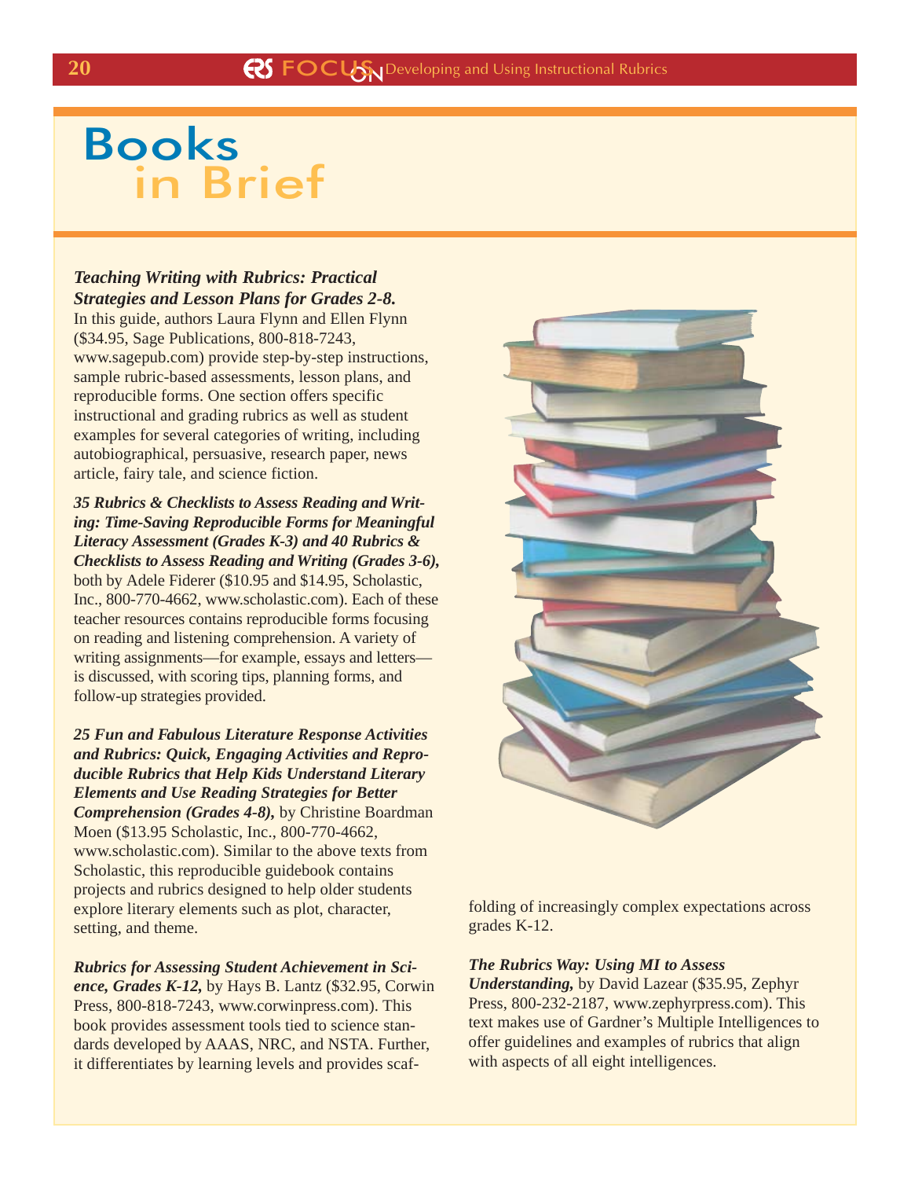# Books in Brief

***Teaching Writing with Rubrics: Practical Strategies and Lesson Plans for Grades 2-8.*** In this guide, authors Laura Flynn and Ellen Flynn ($34.95, Sage Publications, 800-818-7243, www.sagepub.com) provide step-by-step instructions, sample rubric-based assessments, lesson plans, and reproducible forms. One section offers specific instructional and grading rubrics as well as student examples for several categories of writing, including autobiographical, persuasive, research paper, news article, fairy tale, and science fiction.

***35 Rubrics & Checklists to Assess Reading and Writing: Time-Saving Reproducible Forms for Meaningful Literacy Assessment (Grades K-3) and 40 Rubrics & Checklists to Assess Reading and Writing (Grades 3-6),*** both by Adele Fiderer ($10.95 and $14.95, Scholastic, Inc., 800-770-4662, www.scholastic.com). Each of these teacher resources contains reproducible forms focusing on reading and listening comprehension. A variety of writing assignments—for example, essays and letters—is discussed, with scoring tips, planning forms, and follow-up strategies provided.

***25 Fun and Fabulous Literature Response Activities and Rubrics: Quick, Engaging Activities and Reproducible Rubrics that Help Kids Understand Literary Elements and Use Reading Strategies for Better Comprehension (Grades 4-8),*** by Christine Boardman Moen ($13.95 Scholastic, Inc., 800-770-4662, www.scholastic.com). Similar to the above texts from Scholastic, this reproducible guidebook contains projects and rubrics designed to help older students explore literary elements such as plot, character, setting, and theme.

***Rubrics for Assessing Student Achievement in Science, Grades K-12,*** by Hays B. Lantz ($32.95, Corwin Press, 800-818-7243, www.corwinpress.com). This book provides assessment tools tied to science standards developed by AAAS, NRC, and NSTA. Further, it differentiates by learning levels and provides scaffolding of increasingly complex expectations across grades K-12.

***The Rubrics Way: Using MI to Assess Understanding,*** by David Lazear ($35.95, Zephyr Press, 800-232-2187, www.zephyrpress.com). This text makes use of Gardner's Multiple Intelligences to offer guidelines and examples of rubrics that align with aspects of all eight intelligences.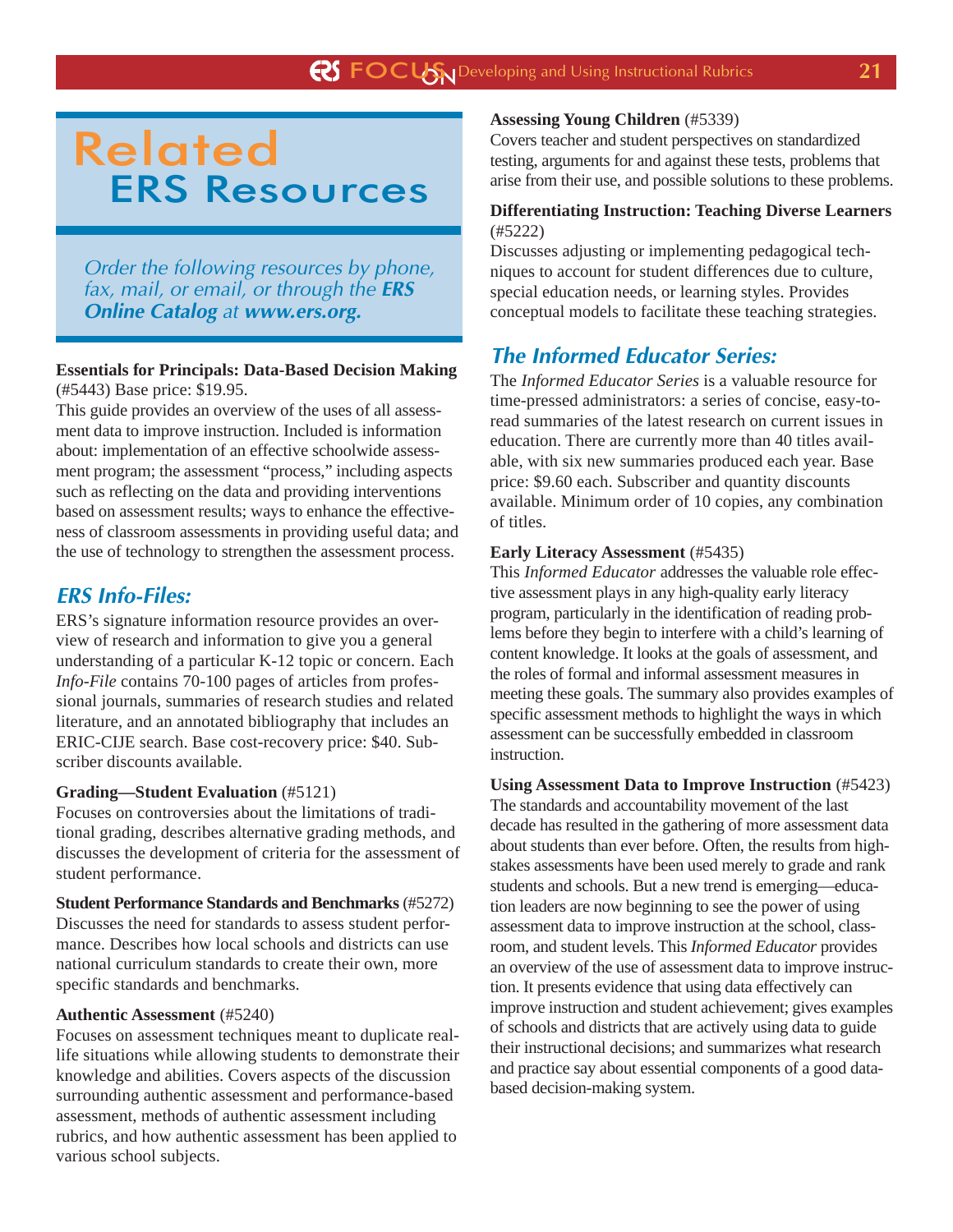# Related ERS Resources

*Order the following resources by phone, fax, mail, or email, or through the **ERS Online Catalog** at **www.ers.org.***

**Essentials for Principals: Data-Based Decision Making** (#5443) Base price: $19.95.
This guide provides an overview of the uses of all assessment data to improve instruction. Included is information about: implementation of an effective schoolwide assessment program; the assessment "process," including aspects such as reflecting on the data and providing interventions based on assessment results; ways to enhance the effectiveness of classroom assessments in providing useful data; and the use of technology to strengthen the assessment process.

## *ERS Info-Files:*

ERS's signature information resource provides an overview of research and information to give you a general understanding of a particular K-12 topic or concern. Each *Info-File* contains 70-100 pages of articles from professional journals, summaries of research studies and related literature, and an annotated bibliography that includes an ERIC-CIJE search. Base cost-recovery price: $40. Subscriber discounts available.

**Grading—Student Evaluation** (#5121)
Focuses on controversies about the limitations of traditional grading, describes alternative grading methods, and discusses the development of criteria for the assessment of student performance.

**Student Performance Standards and Benchmarks** (#5272)
Discusses the need for standards to assess student performance. Describes how local schools and districts can use national curriculum standards to create their own, more specific standards and benchmarks.

**Authentic Assessment** (#5240)
Focuses on assessment techniques meant to duplicate real-life situations while allowing students to demonstrate their knowledge and abilities. Covers aspects of the discussion surrounding authentic assessment and performance-based assessment, methods of authentic assessment including rubrics, and how authentic assessment has been applied to various school subjects.

**Assessing Young Children** (#5339)
Covers teacher and student perspectives on standardized testing, arguments for and against these tests, problems that arise from their use, and possible solutions to these problems.

**Differentiating Instruction: Teaching Diverse Learners** (#5222)
Discusses adjusting or implementing pedagogical techniques to account for student differences due to culture, special education needs, or learning styles. Provides conceptual models to facilitate these teaching strategies.

## *The Informed Educator Series:*

The *Informed Educator Series* is a valuable resource for time-pressed administrators: a series of concise, easy-to-read summaries of the latest research on current issues in education. There are currently more than 40 titles available, with six new summaries produced each year. Base price: $9.60 each. Subscriber and quantity discounts available. Minimum order of 10 copies, any combination of titles.

**Early Literacy Assessment** (#5435)
This *Informed Educator* addresses the valuable role effective assessment plays in any high-quality early literacy program, particularly in the identification of reading problems before they begin to interfere with a child's learning of content knowledge. It looks at the goals of assessment, and the roles of formal and informal assessment measures in meeting these goals. The summary also provides examples of specific assessment methods to highlight the ways in which assessment can be successfully embedded in classroom instruction.

**Using Assessment Data to Improve Instruction** (#5423)
The standards and accountability movement of the last decade has resulted in the gathering of more assessment data about students than ever before. Often, the results from high-stakes assessments have been used merely to grade and rank students and schools. But a new trend is emerging—education leaders are now beginning to see the power of using assessment data to improve instruction at the school, classroom, and student levels. This *Informed Educator* provides an overview of the use of assessment data to improve instruction. It presents evidence that using data effectively can improve instruction and student achievement; gives examples of schools and districts that are actively using data to guide their instructional decisions; and summarizes what research and practice say about essential components of a good data-based decision-making system.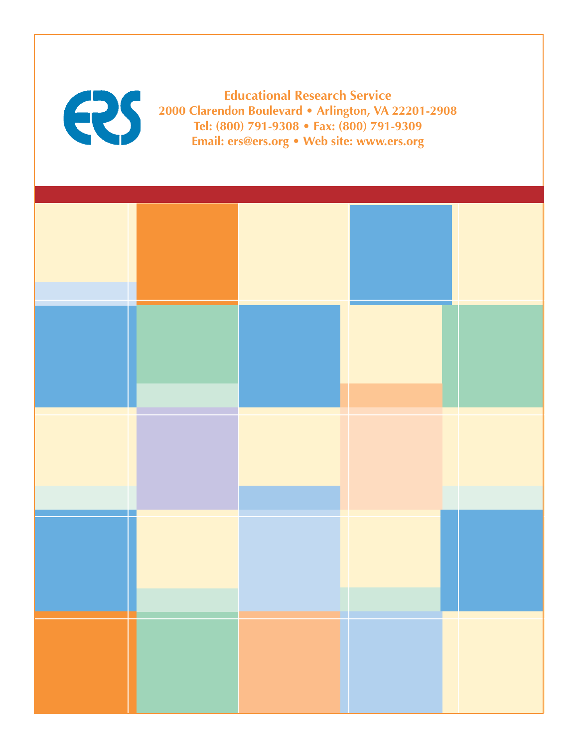ERS

**Educational Research Service**
**2000 Clarendon Boulevard • Arlington, VA 22201-2908**
**Tel: (800) 791-9308 • Fax: (800) 791-9309**
**Email: ers@ers.org • Web site: www.ers.org**